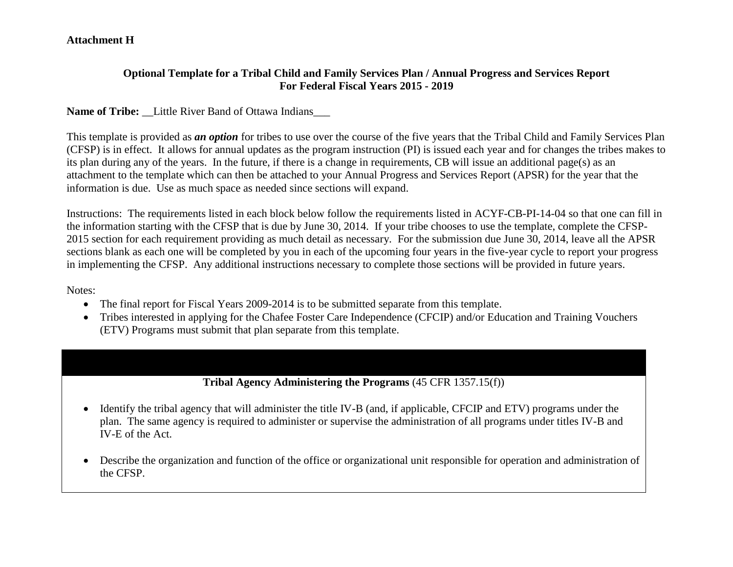**Attachment H**

**Optional Template for a Tribal Child and Family Services Plan / Annual Progress and Services Report For Federal Fiscal Years 2015 - 2019**

**Name of Tribe:** __Little River Band of Ottawa Indians___

This template is provided as ***an option*** for tribes to use over the course of the five years that the Tribal Child and Family Services Plan (CFSP) is in effect. It allows for annual updates as the program instruction (PI) is issued each year and for changes the tribes makes to its plan during any of the years. In the future, if there is a change in requirements, CB will issue an additional page(s) as an attachment to the template which can then be attached to your Annual Progress and Services Report (APSR) for the year that the information is due. Use as much space as needed since sections will expand.

Instructions: The requirements listed in each block below follow the requirements listed in ACYF-CB-PI-14-04 so that one can fill in the information starting with the CFSP that is due by June 30, 2014. If your tribe chooses to use the template, complete the CFSP-2015 section for each requirement providing as much detail as necessary. For the submission due June 30, 2014, leave all the APSR sections blank as each one will be completed by you in each of the upcoming four years in the five-year cycle to report your progress in implementing the CFSP. Any additional instructions necessary to complete those sections will be provided in future years.

Notes:

- The final report for Fiscal Years 2009-2014 is to be submitted separate from this template.
- Tribes interested in applying for the Chafee Foster Care Independence (CFCIP) and/or Education and Training Vouchers (ETV) Programs must submit that plan separate from this template.

**Tribal Agency Administering the Programs** (45 CFR 1357.15(f))

- Identify the tribal agency that will administer the title IV-B (and, if applicable, CFCIP and ETV) programs under the plan. The same agency is required to administer or supervise the administration of all programs under titles IV-B and IV-E of the Act.
- Describe the organization and function of the office or organizational unit responsible for operation and administration of the CFSP.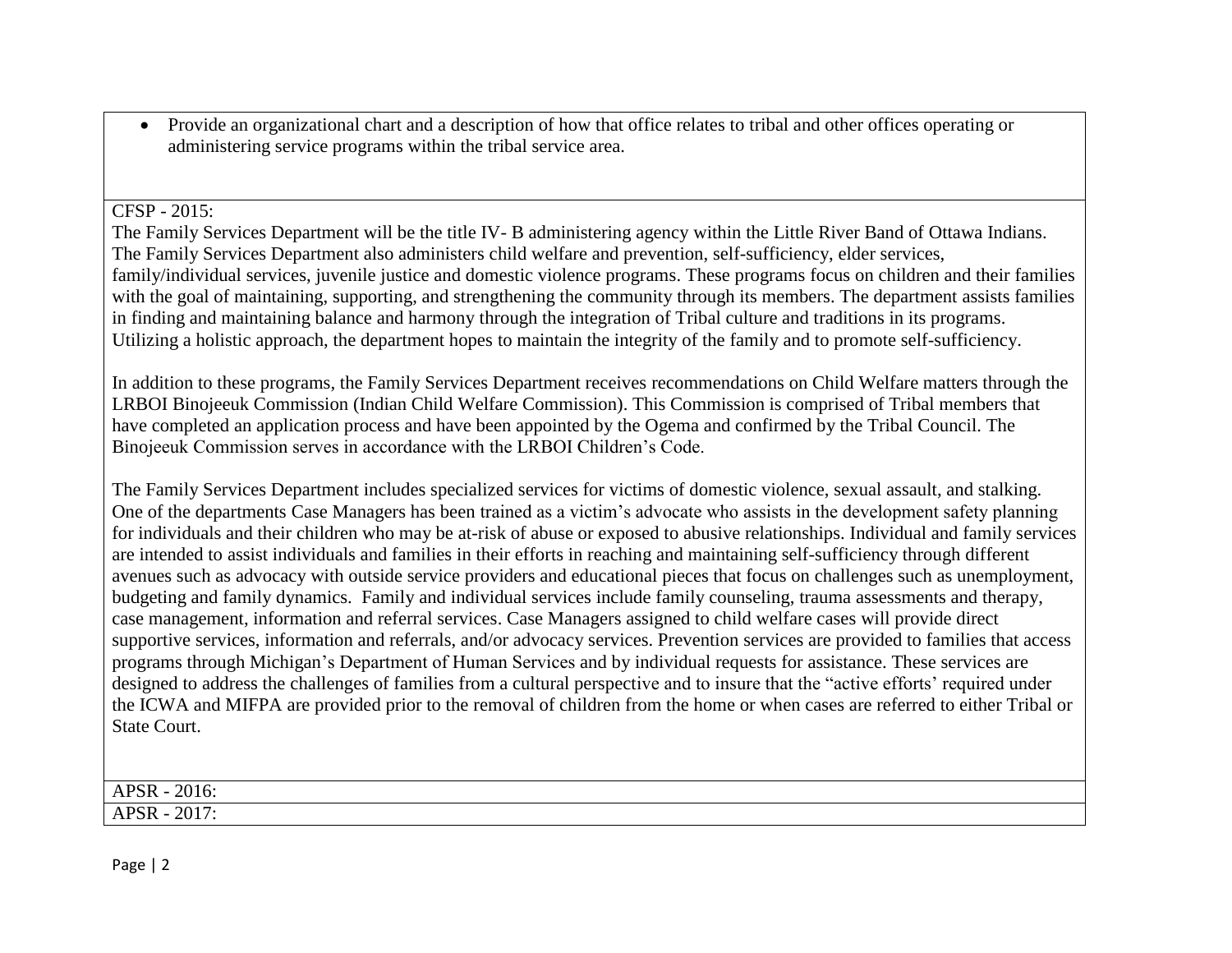- Provide an organizational chart and a description of how that office relates to tribal and other offices operating or administering service programs within the tribal service area.

CFSP - 2015:

The Family Services Department will be the title IV- B administering agency within the Little River Band of Ottawa Indians. The Family Services Department also administers child welfare and prevention, self-sufficiency, elder services, family/individual services, juvenile justice and domestic violence programs. These programs focus on children and their families with the goal of maintaining, supporting, and strengthening the community through its members. The department assists families in finding and maintaining balance and harmony through the integration of Tribal culture and traditions in its programs. Utilizing a holistic approach, the department hopes to maintain the integrity of the family and to promote self-sufficiency.

In addition to these programs, the Family Services Department receives recommendations on Child Welfare matters through the LRBOI Binojeeuk Commission (Indian Child Welfare Commission). This Commission is comprised of Tribal members that have completed an application process and have been appointed by the Ogema and confirmed by the Tribal Council. The Binojeeuk Commission serves in accordance with the LRBOI Children's Code.

The Family Services Department includes specialized services for victims of domestic violence, sexual assault, and stalking. One of the departments Case Managers has been trained as a victim's advocate who assists in the development safety planning for individuals and their children who may be at-risk of abuse or exposed to abusive relationships. Individual and family services are intended to assist individuals and families in their efforts in reaching and maintaining self-sufficiency through different avenues such as advocacy with outside service providers and educational pieces that focus on challenges such as unemployment, budgeting and family dynamics. Family and individual services include family counseling, trauma assessments and therapy, case management, information and referral services. Case Managers assigned to child welfare cases will provide direct supportive services, information and referrals, and/or advocacy services. Prevention services are provided to families that access programs through Michigan's Department of Human Services and by individual requests for assistance. These services are designed to address the challenges of families from a cultural perspective and to insure that the "active efforts' required under the ICWA and MIFPA are provided prior to the removal of children from the home or when cases are referred to either Tribal or State Court.

APSR - 2016:

APSR - 2017: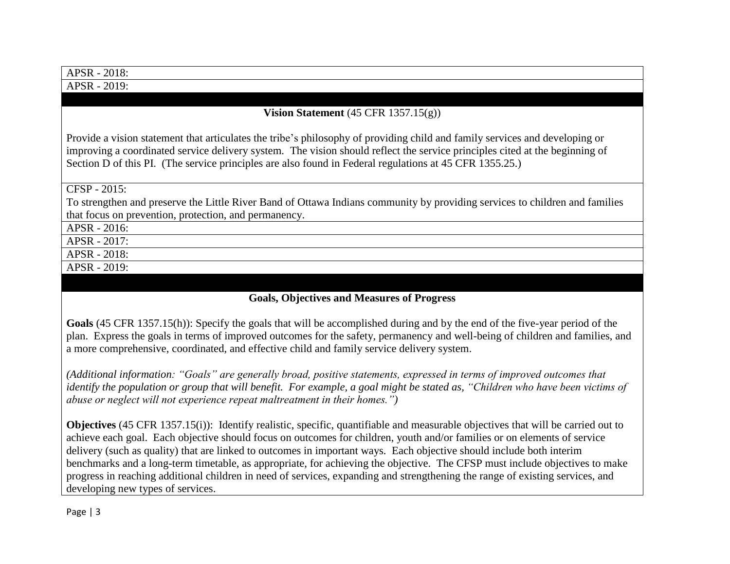APSR - 2018:

APSR - 2019:

### Vision Statement (45 CFR 1357.15(g))

Provide a vision statement that articulates the tribe's philosophy of providing child and family services and developing or improving a coordinated service delivery system. The vision should reflect the service principles cited at the beginning of Section D of this PI. (The service principles are also found in Federal regulations at 45 CFR 1355.25.)

CFSP - 2015:
To strengthen and preserve the Little River Band of Ottawa Indians community by providing services to children and families that focus on prevention, protection, and permanency.

APSR - 2016:

APSR - 2017:

APSR - 2018:

APSR - 2019:

### Goals, Objectives and Measures of Progress

**Goals** (45 CFR 1357.15(h)): Specify the goals that will be accomplished during and by the end of the five-year period of the plan. Express the goals in terms of improved outcomes for the safety, permanency and well-being of children and families, and a more comprehensive, coordinated, and effective child and family service delivery system.

*(Additional information: "Goals" are generally broad, positive statements, expressed in terms of improved outcomes that identify the population or group that will benefit. For example, a goal might be stated as, "Children who have been victims of abuse or neglect will not experience repeat maltreatment in their homes.")*

**Objectives** (45 CFR 1357.15(i)): Identify realistic, specific, quantifiable and measurable objectives that will be carried out to achieve each goal. Each objective should focus on outcomes for children, youth and/or families or on elements of service delivery (such as quality) that are linked to outcomes in important ways. Each objective should include both interim benchmarks and a long-term timetable, as appropriate, for achieving the objective. The CFSP must include objectives to make progress in reaching additional children in need of services, expanding and strengthening the range of existing services, and developing new types of services.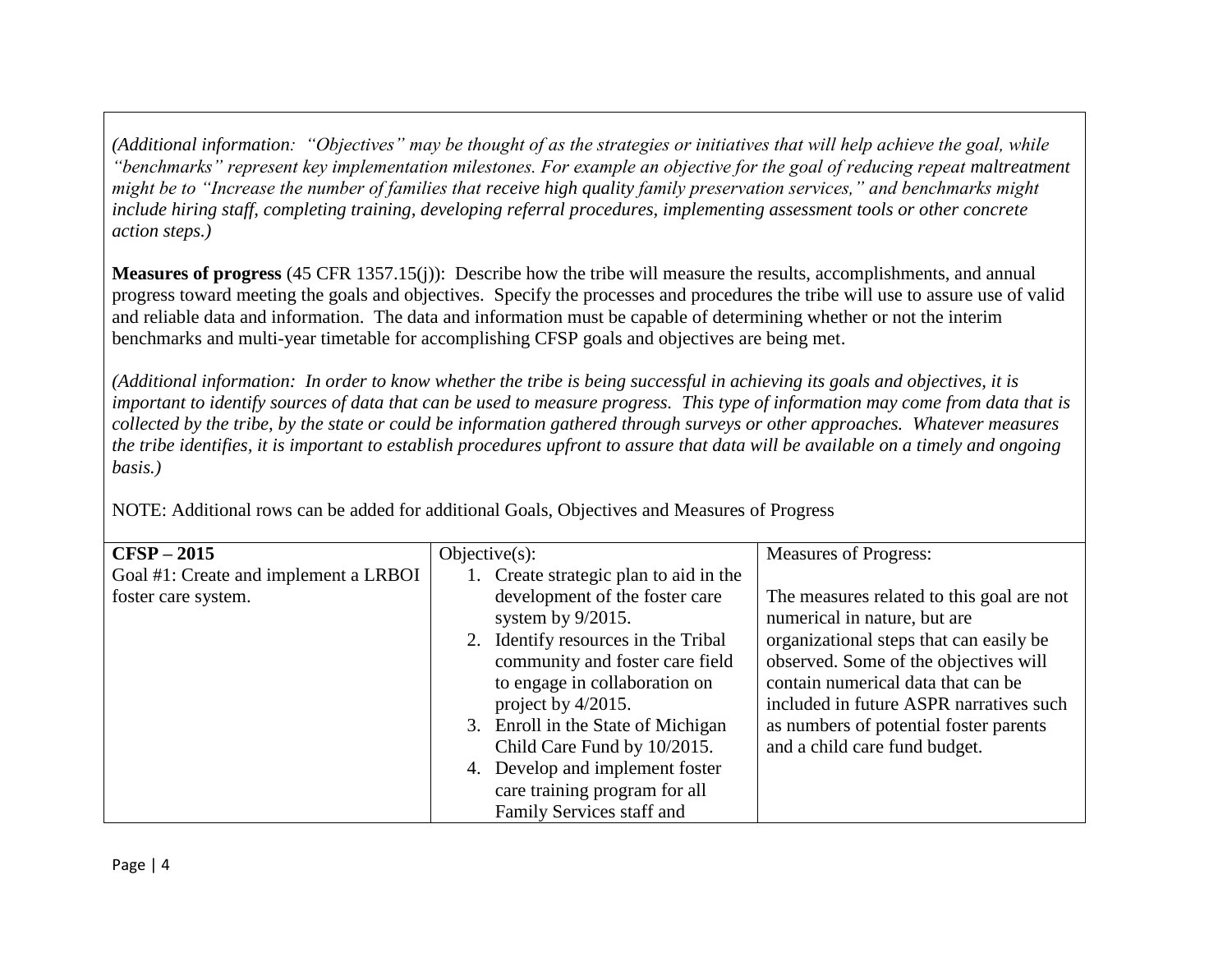*(Additional information: "Objectives" may be thought of as the strategies or initiatives that will help achieve the goal, while "benchmarks" represent key implementation milestones. For example an objective for the goal of reducing repeat maltreatment might be to "Increase the number of families that receive high quality family preservation services," and benchmarks might include hiring staff, completing training, developing referral procedures, implementing assessment tools or other concrete action steps.)*

**Measures of progress** (45 CFR 1357.15(j)): Describe how the tribe will measure the results, accomplishments, and annual progress toward meeting the goals and objectives. Specify the processes and procedures the tribe will use to assure use of valid and reliable data and information. The data and information must be capable of determining whether or not the interim benchmarks and multi-year timetable for accomplishing CFSP goals and objectives are being met.

*(Additional information: In order to know whether the tribe is being successful in achieving its goals and objectives, it is important to identify sources of data that can be used to measure progress. This type of information may come from data that is collected by the tribe, by the state or could be information gathered through surveys or other approaches. Whatever measures the tribe identifies, it is important to establish procedures upfront to assure that data will be available on a timely and ongoing basis.)*

NOTE: Additional rows can be added for additional Goals, Objectives and Measures of Progress

| **CFSP – 2015** Goal #1: Create and implement a LRBOI foster care system. | Objective(s): 1. Create strategic plan to aid in the development of the foster care system by 9/2015. 2. Identify resources in the Tribal community and foster care field to engage in collaboration on project by 4/2015. 3. Enroll in the State of Michigan Child Care Fund by 10/2015. 4. Develop and implement foster care training program for all Family Services staff and | Measures of Progress: The measures related to this goal are not numerical in nature, but are organizational steps that can easily be observed. Some of the objectives will contain numerical data that can be included in future ASPR narratives such as numbers of potential foster parents and a child care fund budget. |
|---|---|---|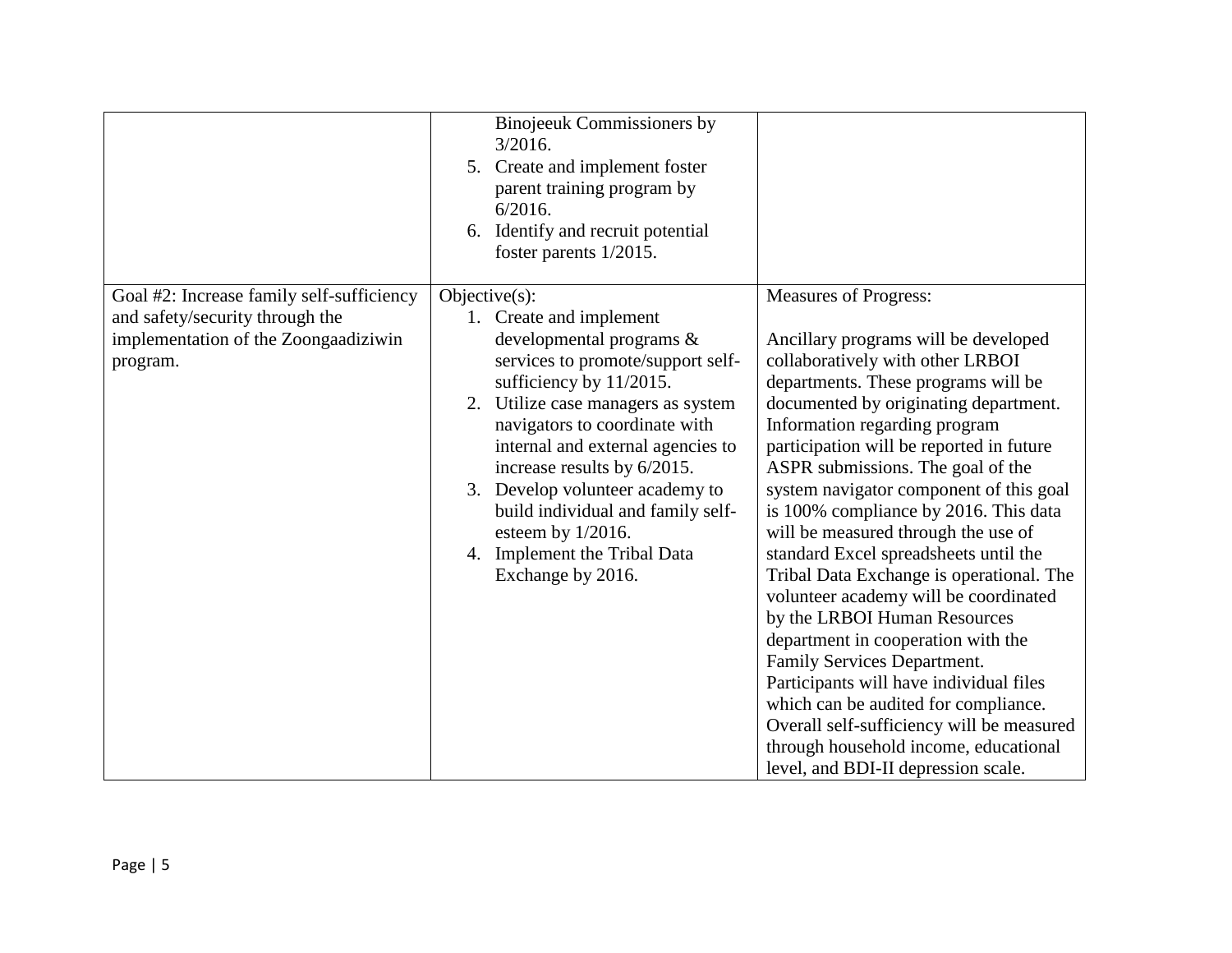| | | |
|---|---|---|
| | Binojeeuk Commissioners by 3/2016.<br>5. Create and implement foster parent training program by 6/2016.<br>6. Identify and recruit potential foster parents 1/2015. | |
| Goal #2: Increase family self-sufficiency and safety/security through the implementation of the Zoongaadiziwin program. | Objective(s):<br>1. Create and implement developmental programs & services to promote/support self-sufficiency by 11/2015.<br>2. Utilize case managers as system navigators to coordinate with internal and external agencies to increase results by 6/2015.<br>3. Develop volunteer academy to build individual and family self-esteem by 1/2016.<br>4. Implement the Tribal Data Exchange by 2016. | Measures of Progress:<br><br>Ancillary programs will be developed collaboratively with other LRBOI departments. These programs will be documented by originating department. Information regarding program participation will be reported in future ASPR submissions. The goal of the system navigator component of this goal is 100% compliance by 2016. This data will be measured through the use of standard Excel spreadsheets until the Tribal Data Exchange is operational. The volunteer academy will be coordinated by the LRBOI Human Resources department in cooperation with the Family Services Department. Participants will have individual files which can be audited for compliance. Overall self-sufficiency will be measured through household income, educational level, and BDI-II depression scale. |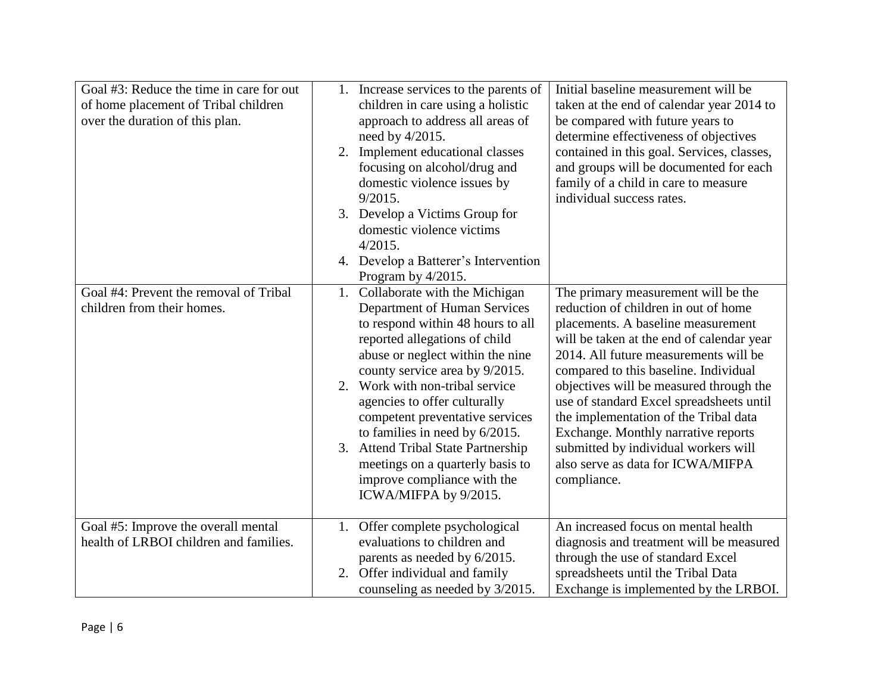| | | |
|---|---|---|
| Goal #3: Reduce the time in care for out of home placement of Tribal children over the duration of this plan. | 1. Increase services to the parents of children in care using a holistic approach to address all areas of need by 4/2015.<br>2. Implement educational classes focusing on alcohol/drug and domestic violence issues by 9/2015.<br>3. Develop a Victims Group for domestic violence victims 4/2015.<br>4. Develop a Batterer's Intervention Program by 4/2015. | Initial baseline measurement will be taken at the end of calendar year 2014 to be compared with future years to determine effectiveness of objectives contained in this goal. Services, classes, and groups will be documented for each family of a child in care to measure individual success rates. |
| Goal #4: Prevent the removal of Tribal children from their homes. | 1. Collaborate with the Michigan Department of Human Services to respond within 48 hours to all reported allegations of child abuse or neglect within the nine county service area by 9/2015.<br>2. Work with non-tribal service agencies to offer culturally competent preventative services to families in need by 6/2015.<br>3. Attend Tribal State Partnership meetings on a quarterly basis to improve compliance with the ICWA/MIFPA by 9/2015. | The primary measurement will be the reduction of children in out of home placements. A baseline measurement will be taken at the end of calendar year 2014. All future measurements will be compared to this baseline. Individual objectives will be measured through the use of standard Excel spreadsheets until the implementation of the Tribal data Exchange. Monthly narrative reports submitted by individual workers will also serve as data for ICWA/MIFPA compliance. |
| Goal #5: Improve the overall mental health of LRBOI children and families. | 1. Offer complete psychological evaluations to children and parents as needed by 6/2015.<br>2. Offer individual and family counseling as needed by 3/2015. | An increased focus on mental health diagnosis and treatment will be measured through the use of standard Excel spreadsheets until the Tribal Data Exchange is implemented by the LRBOI. |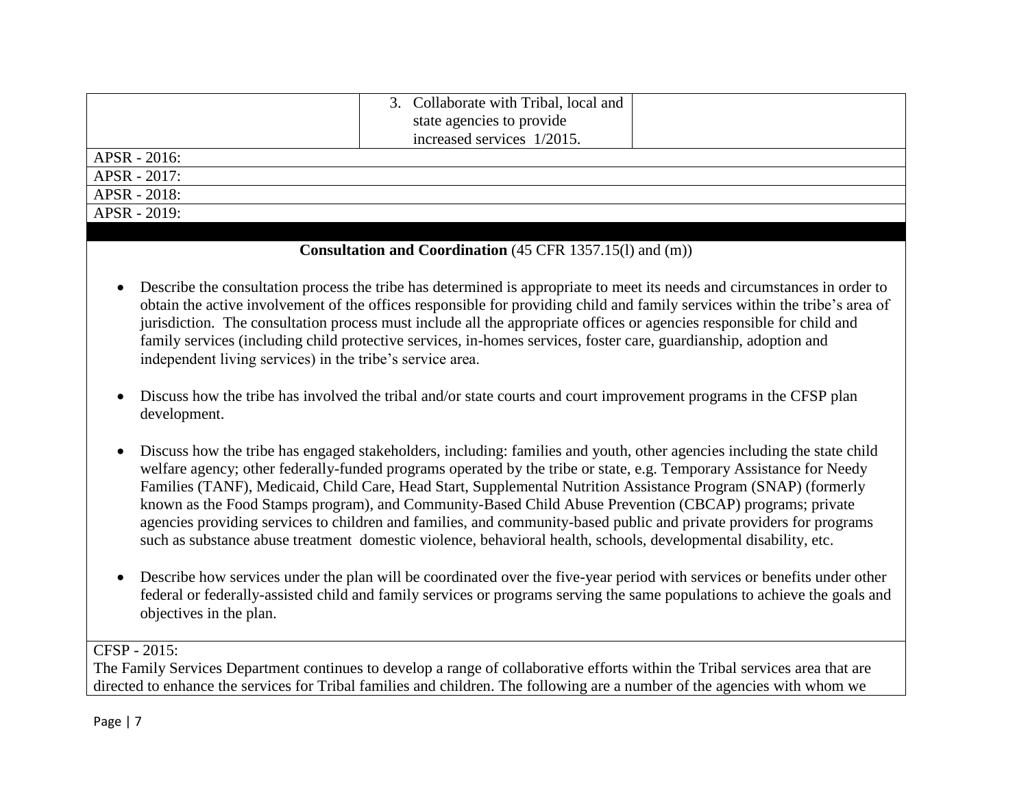| | 3. Collaborate with Tribal, local and state agencies to provide increased services 1/2015. | |
|---|---|---|

APSR - 2016:

APSR - 2017:

APSR - 2018:

APSR - 2019:

**Consultation and Coordination** (45 CFR 1357.15(l) and (m))

- Describe the consultation process the tribe has determined is appropriate to meet its needs and circumstances in order to obtain the active involvement of the offices responsible for providing child and family services within the tribe's area of jurisdiction. The consultation process must include all the appropriate offices or agencies responsible for child and family services (including child protective services, in-homes services, foster care, guardianship, adoption and independent living services) in the tribe's service area.

- Discuss how the tribe has involved the tribal and/or state courts and court improvement programs in the CFSP plan development.

- Discuss how the tribe has engaged stakeholders, including: families and youth, other agencies including the state child welfare agency; other federally-funded programs operated by the tribe or state, e.g. Temporary Assistance for Needy Families (TANF), Medicaid, Child Care, Head Start, Supplemental Nutrition Assistance Program (SNAP) (formerly known as the Food Stamps program), and Community-Based Child Abuse Prevention (CBCAP) programs; private agencies providing services to children and families, and community-based public and private providers for programs such as substance abuse treatment domestic violence, behavioral health, schools, developmental disability, etc.

- Describe how services under the plan will be coordinated over the five-year period with services or benefits under other federal or federally-assisted child and family services or programs serving the same populations to achieve the goals and objectives in the plan.

CFSP - 2015:

The Family Services Department continues to develop a range of collaborative efforts within the Tribal services area that are directed to enhance the services for Tribal families and children. The following are a number of the agencies with whom we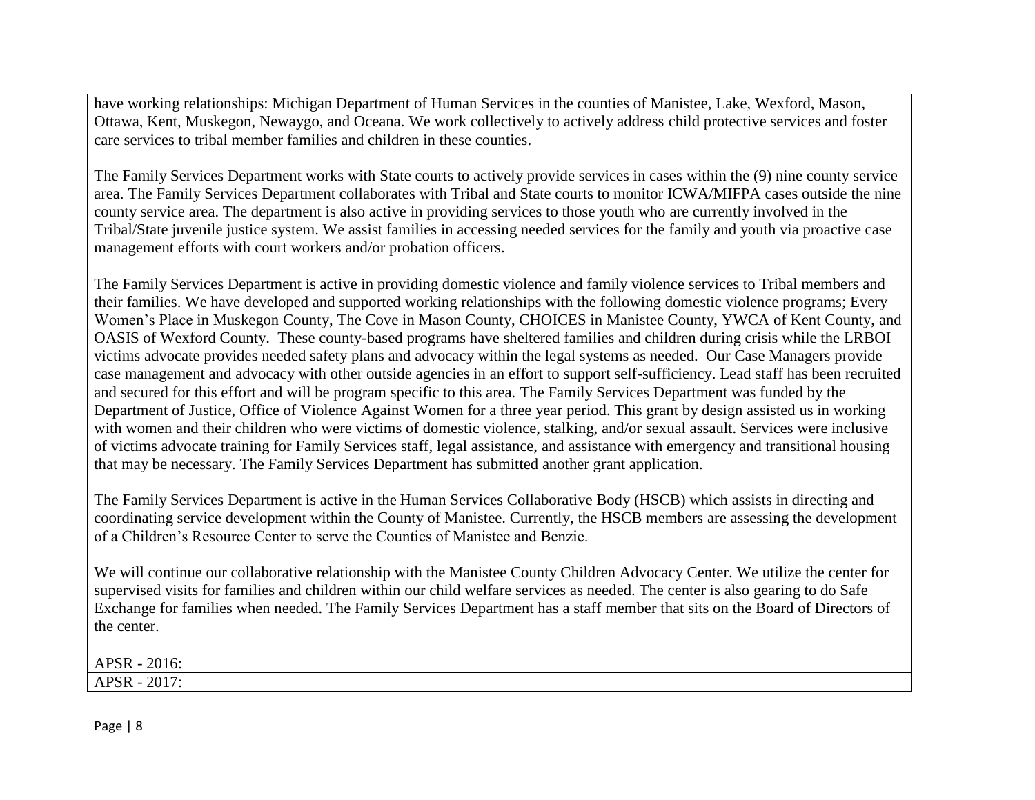have working relationships: Michigan Department of Human Services in the counties of Manistee, Lake, Wexford, Mason, Ottawa, Kent, Muskegon, Newaygo, and Oceana. We work collectively to actively address child protective services and foster care services to tribal member families and children in these counties.

The Family Services Department works with State courts to actively provide services in cases within the (9) nine county service area. The Family Services Department collaborates with Tribal and State courts to monitor ICWA/MIFPA cases outside the nine county service area. The department is also active in providing services to those youth who are currently involved in the Tribal/State juvenile justice system. We assist families in accessing needed services for the family and youth via proactive case management efforts with court workers and/or probation officers.

The Family Services Department is active in providing domestic violence and family violence services to Tribal members and their families. We have developed and supported working relationships with the following domestic violence programs; Every Women's Place in Muskegon County, The Cove in Mason County, CHOICES in Manistee County, YWCA of Kent County, and OASIS of Wexford County. These county-based programs have sheltered families and children during crisis while the LRBOI victims advocate provides needed safety plans and advocacy within the legal systems as needed. Our Case Managers provide case management and advocacy with other outside agencies in an effort to support self-sufficiency. Lead staff has been recruited and secured for this effort and will be program specific to this area. The Family Services Department was funded by the Department of Justice, Office of Violence Against Women for a three year period. This grant by design assisted us in working with women and their children who were victims of domestic violence, stalking, and/or sexual assault. Services were inclusive of victims advocate training for Family Services staff, legal assistance, and assistance with emergency and transitional housing that may be necessary. The Family Services Department has submitted another grant application.

The Family Services Department is active in the Human Services Collaborative Body (HSCB) which assists in directing and coordinating service development within the County of Manistee. Currently, the HSCB members are assessing the development of a Children's Resource Center to serve the Counties of Manistee and Benzie.

We will continue our collaborative relationship with the Manistee County Children Advocacy Center. We utilize the center for supervised visits for families and children within our child welfare services as needed. The center is also gearing to do Safe Exchange for families when needed. The Family Services Department has a staff member that sits on the Board of Directors of the center.

APSR - 2016:

APSR - 2017: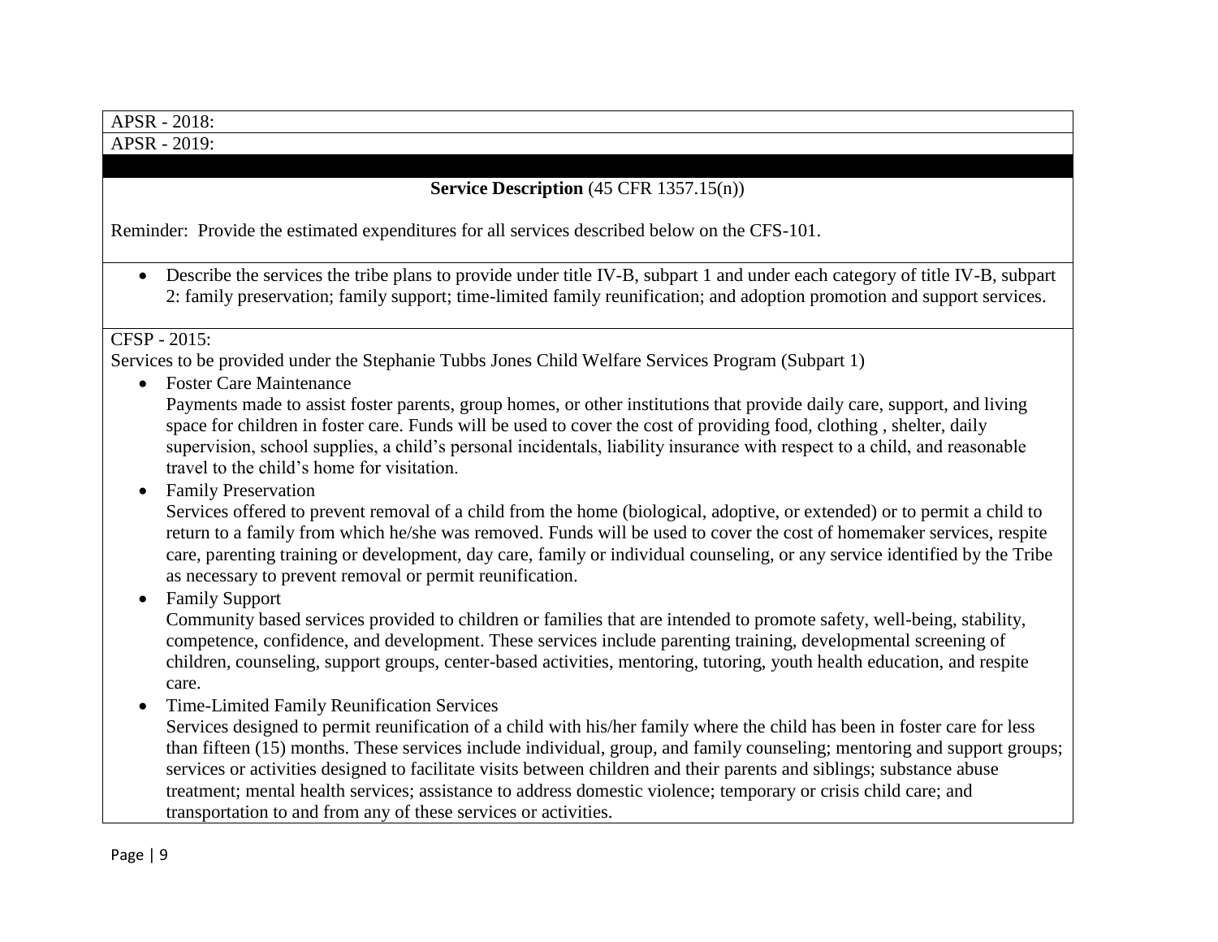APSR - 2018:

APSR - 2019:

**Service Description** (45 CFR 1357.15(n))

Reminder: Provide the estimated expenditures for all services described below on the CFS-101.

- Describe the services the tribe plans to provide under title IV-B, subpart 1 and under each category of title IV-B, subpart 2: family preservation; family support; time-limited family reunification; and adoption promotion and support services.

CFSP - 2015:

Services to be provided under the Stephanie Tubbs Jones Child Welfare Services Program (Subpart 1)

- Foster Care Maintenance
  Payments made to assist foster parents, group homes, or other institutions that provide daily care, support, and living space for children in foster care. Funds will be used to cover the cost of providing food, clothing , shelter, daily supervision, school supplies, a child's personal incidentals, liability insurance with respect to a child, and reasonable travel to the child's home for visitation.
- Family Preservation
  Services offered to prevent removal of a child from the home (biological, adoptive, or extended) or to permit a child to return to a family from which he/she was removed. Funds will be used to cover the cost of homemaker services, respite care, parenting training or development, day care, family or individual counseling, or any service identified by the Tribe as necessary to prevent removal or permit reunification.
- Family Support
  Community based services provided to children or families that are intended to promote safety, well-being, stability, competence, confidence, and development. These services include parenting training, developmental screening of children, counseling, support groups, center-based activities, mentoring, tutoring, youth health education, and respite care.
- Time-Limited Family Reunification Services
  Services designed to permit reunification of a child with his/her family where the child has been in foster care for less than fifteen (15) months. These services include individual, group, and family counseling; mentoring and support groups; services or activities designed to facilitate visits between children and their parents and siblings; substance abuse treatment; mental health services; assistance to address domestic violence; temporary or crisis child care; and transportation to and from any of these services or activities.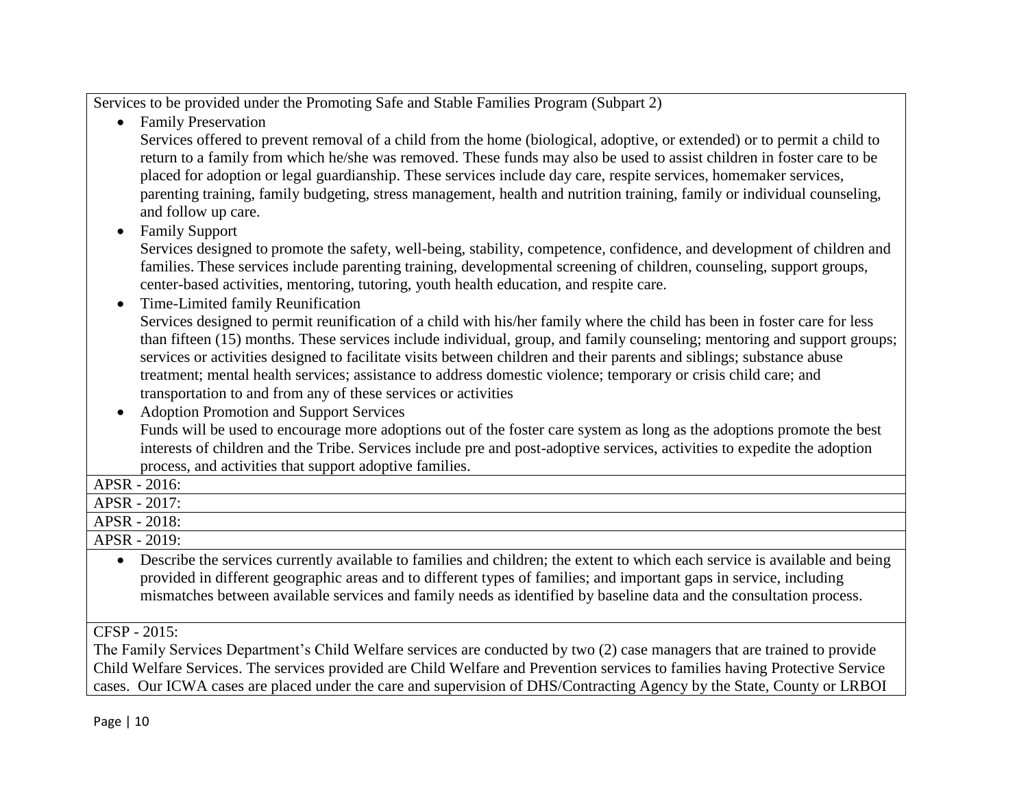Services to be provided under the Promoting Safe and Stable Families Program (Subpart 2)

- Family Preservation
  Services offered to prevent removal of a child from the home (biological, adoptive, or extended) or to permit a child to return to a family from which he/she was removed. These funds may also be used to assist children in foster care to be placed for adoption or legal guardianship. These services include day care, respite services, homemaker services, parenting training, family budgeting, stress management, health and nutrition training, family or individual counseling, and follow up care.
- Family Support
  Services designed to promote the safety, well-being, stability, competence, confidence, and development of children and families. These services include parenting training, developmental screening of children, counseling, support groups, center-based activities, mentoring, tutoring, youth health education, and respite care.
- Time-Limited family Reunification
  Services designed to permit reunification of a child with his/her family where the child has been in foster care for less than fifteen (15) months. These services include individual, group, and family counseling; mentoring and support groups; services or activities designed to facilitate visits between children and their parents and siblings; substance abuse treatment; mental health services; assistance to address domestic violence; temporary or crisis child care; and transportation to and from any of these services or activities
- Adoption Promotion and Support Services
  Funds will be used to encourage more adoptions out of the foster care system as long as the adoptions promote the best interests of children and the Tribe. Services include pre and post-adoptive services, activities to expedite the adoption process, and activities that support adoptive families.

APSR - 2016:

APSR - 2017:

APSR - 2018:

APSR - 2019:

- Describe the services currently available to families and children; the extent to which each service is available and being provided in different geographic areas and to different types of families; and important gaps in service, including mismatches between available services and family needs as identified by baseline data and the consultation process.

CFSP - 2015:

The Family Services Department's Child Welfare services are conducted by two (2) case managers that are trained to provide Child Welfare Services. The services provided are Child Welfare and Prevention services to families having Protective Service cases. Our ICWA cases are placed under the care and supervision of DHS/Contracting Agency by the State, County or LRBOI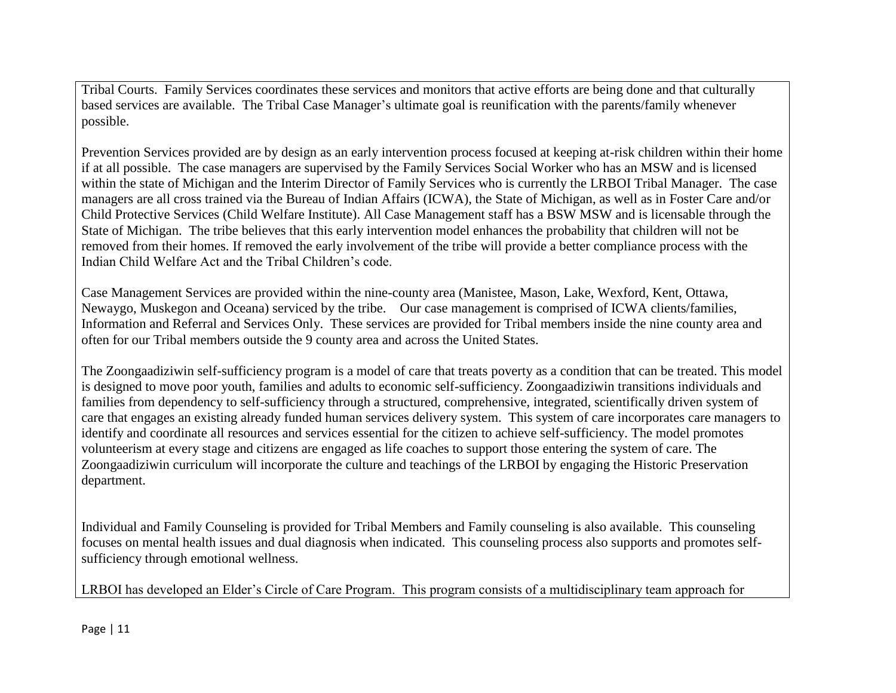Tribal Courts. Family Services coordinates these services and monitors that active efforts are being done and that culturally based services are available. The Tribal Case Manager's ultimate goal is reunification with the parents/family whenever possible.

Prevention Services provided are by design as an early intervention process focused at keeping at-risk children within their home if at all possible. The case managers are supervised by the Family Services Social Worker who has an MSW and is licensed within the state of Michigan and the Interim Director of Family Services who is currently the LRBOI Tribal Manager. The case managers are all cross trained via the Bureau of Indian Affairs (ICWA), the State of Michigan, as well as in Foster Care and/or Child Protective Services (Child Welfare Institute). All Case Management staff has a BSW MSW and is licensable through the State of Michigan. The tribe believes that this early intervention model enhances the probability that children will not be removed from their homes. If removed the early involvement of the tribe will provide a better compliance process with the Indian Child Welfare Act and the Tribal Children's code.

Case Management Services are provided within the nine-county area (Manistee, Mason, Lake, Wexford, Kent, Ottawa, Newaygo, Muskegon and Oceana) serviced by the tribe. Our case management is comprised of ICWA clients/families, Information and Referral and Services Only. These services are provided for Tribal members inside the nine county area and often for our Tribal members outside the 9 county area and across the United States.

The Zoongaadiziwin self-sufficiency program is a model of care that treats poverty as a condition that can be treated. This model is designed to move poor youth, families and adults to economic self-sufficiency. Zoongaadiziwin transitions individuals and families from dependency to self-sufficiency through a structured, comprehensive, integrated, scientifically driven system of care that engages an existing already funded human services delivery system. This system of care incorporates care managers to identify and coordinate all resources and services essential for the citizen to achieve self-sufficiency. The model promotes volunteerism at every stage and citizens are engaged as life coaches to support those entering the system of care. The Zoongaadiziwin curriculum will incorporate the culture and teachings of the LRBOI by engaging the Historic Preservation department.

Individual and Family Counseling is provided for Tribal Members and Family counseling is also available. This counseling focuses on mental health issues and dual diagnosis when indicated. This counseling process also supports and promotes self-sufficiency through emotional wellness.

LRBOI has developed an Elder's Circle of Care Program. This program consists of a multidisciplinary team approach for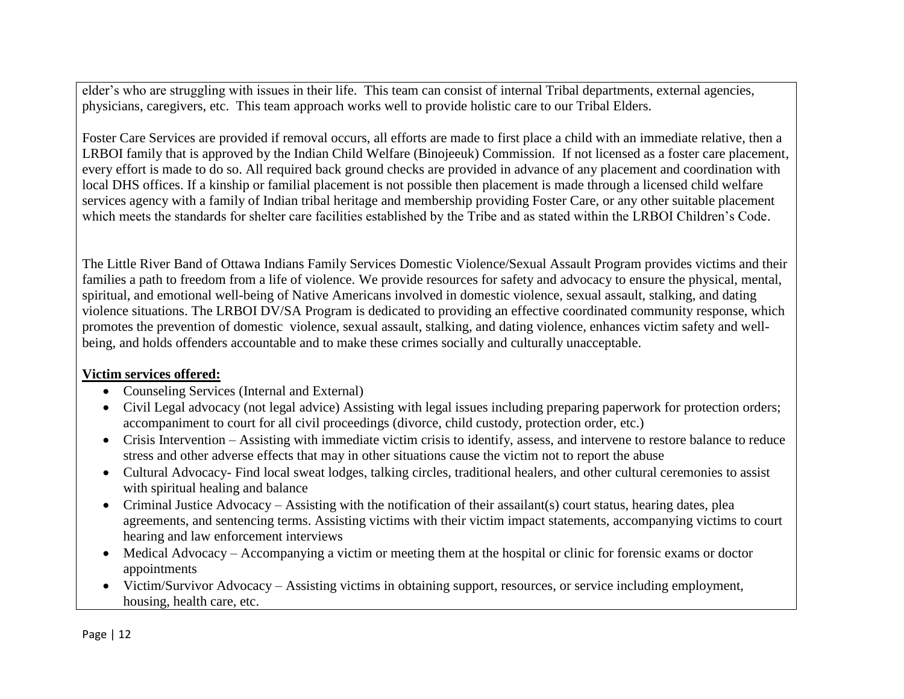elder's who are struggling with issues in their life. This team can consist of internal Tribal departments, external agencies, physicians, caregivers, etc. This team approach works well to provide holistic care to our Tribal Elders.

Foster Care Services are provided if removal occurs, all efforts are made to first place a child with an immediate relative, then a LRBOI family that is approved by the Indian Child Welfare (Binojeeuk) Commission. If not licensed as a foster care placement, every effort is made to do so. All required back ground checks are provided in advance of any placement and coordination with local DHS offices. If a kinship or familial placement is not possible then placement is made through a licensed child welfare services agency with a family of Indian tribal heritage and membership providing Foster Care, or any other suitable placement which meets the standards for shelter care facilities established by the Tribe and as stated within the LRBOI Children's Code.

The Little River Band of Ottawa Indians Family Services Domestic Violence/Sexual Assault Program provides victims and their families a path to freedom from a life of violence. We provide resources for safety and advocacy to ensure the physical, mental, spiritual, and emotional well-being of Native Americans involved in domestic violence, sexual assault, stalking, and dating violence situations. The LRBOI DV/SA Program is dedicated to providing an effective coordinated community response, which promotes the prevention of domestic violence, sexual assault, stalking, and dating violence, enhances victim safety and well-being, and holds offenders accountable and to make these crimes socially and culturally unacceptable.

**Victim services offered:**

- Counseling Services (Internal and External)
- Civil Legal advocacy (not legal advice) Assisting with legal issues including preparing paperwork for protection orders; accompaniment to court for all civil proceedings (divorce, child custody, protection order, etc.)
- Crisis Intervention – Assisting with immediate victim crisis to identify, assess, and intervene to restore balance to reduce stress and other adverse effects that may in other situations cause the victim not to report the abuse
- Cultural Advocacy- Find local sweat lodges, talking circles, traditional healers, and other cultural ceremonies to assist with spiritual healing and balance
- Criminal Justice Advocacy – Assisting with the notification of their assailant(s) court status, hearing dates, plea agreements, and sentencing terms. Assisting victims with their victim impact statements, accompanying victims to court hearing and law enforcement interviews
- Medical Advocacy – Accompanying a victim or meeting them at the hospital or clinic for forensic exams or doctor appointments
- Victim/Survivor Advocacy – Assisting victims in obtaining support, resources, or service including employment, housing, health care, etc.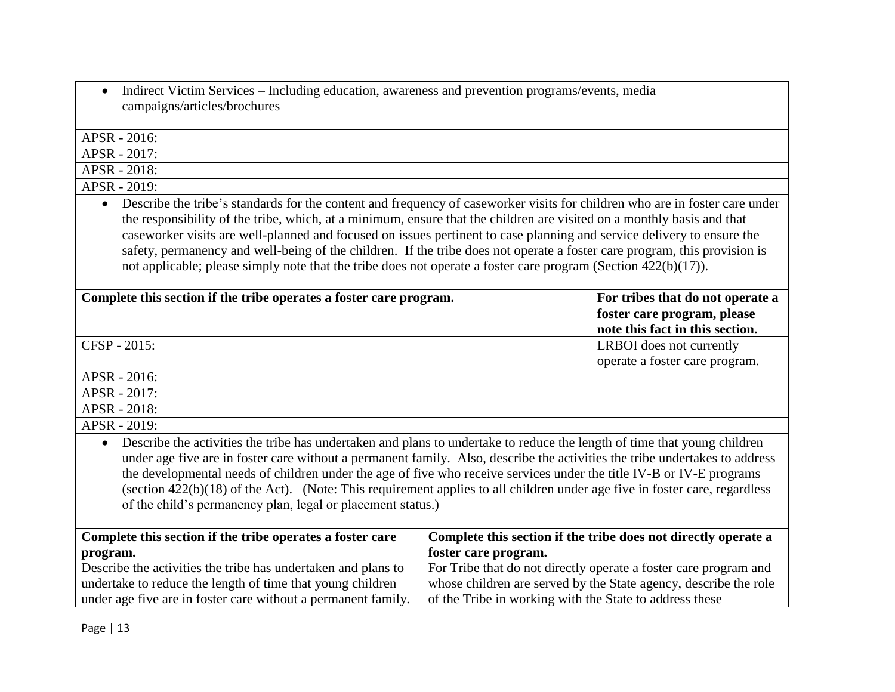- Indirect Victim Services – Including education, awareness and prevention programs/events, media campaigns/articles/brochures

| |
|---|
| APSR - 2016: |
| APSR - 2017: |
| APSR - 2018: |
| APSR - 2019: |

- Describe the tribe's standards for the content and frequency of caseworker visits for children who are in foster care under the responsibility of the tribe, which, at a minimum, ensure that the children are visited on a monthly basis and that caseworker visits are well-planned and focused on issues pertinent to case planning and service delivery to ensure the safety, permanency and well-being of the children. If the tribe does not operate a foster care program, this provision is not applicable; please simply note that the tribe does not operate a foster care program (Section 422(b)(17)).

| **Complete this section if the tribe operates a foster care program.** | **For tribes that do not operate a foster care program, please note this fact in this section.** |
|---|---|
| CFSP - 2015: | LRBOI does not currently operate a foster care program. |
| APSR - 2016: | |
| APSR - 2017: | |
| APSR - 2018: | |
| APSR - 2019: | |

- Describe the activities the tribe has undertaken and plans to undertake to reduce the length of time that young children under age five are in foster care without a permanent family. Also, describe the activities the tribe undertakes to address the developmental needs of children under the age of five who receive services under the title IV-B or IV-E programs (section 422(b)(18) of the Act). (Note: This requirement applies to all children under age five in foster care, regardless of the child's permanency plan, legal or placement status.)

| **Complete this section if the tribe operates a foster care program.** Describe the activities the tribe has undertaken and plans to undertake to reduce the length of time that young children under age five are in foster care without a permanent family. | **Complete this section if the tribe does not directly operate a foster care program.** For Tribe that do not directly operate a foster care program and whose children are served by the State agency, describe the role of the Tribe in working with the State to address these |
|---|---|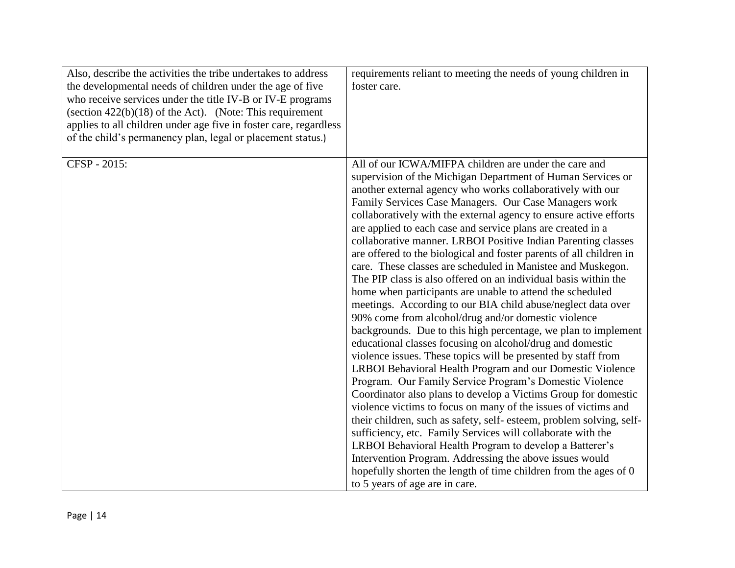| | |
|---|---|
| Also, describe the activities the tribe undertakes to address the developmental needs of children under the age of five who receive services under the title IV-B or IV-E programs (section 422(b)(18) of the Act). (Note: This requirement applies to all children under age five in foster care, regardless of the child's permanency plan, legal or placement status.) | requirements reliant to meeting the needs of young children in foster care. |
| CFSP - 2015: | All of our ICWA/MIFPA children are under the care and supervision of the Michigan Department of Human Services or another external agency who works collaboratively with our Family Services Case Managers. Our Case Managers work collaboratively with the external agency to ensure active efforts are applied to each case and service plans are created in a collaborative manner. LRBOI Positive Indian Parenting classes are offered to the biological and foster parents of all children in care. These classes are scheduled in Manistee and Muskegon. The PIP class is also offered on an individual basis within the home when participants are unable to attend the scheduled meetings. According to our BIA child abuse/neglect data over 90% come from alcohol/drug and/or domestic violence backgrounds. Due to this high percentage, we plan to implement educational classes focusing on alcohol/drug and domestic violence issues. These topics will be presented by staff from LRBOI Behavioral Health Program and our Domestic Violence Program. Our Family Service Program's Domestic Violence Coordinator also plans to develop a Victims Group for domestic violence victims to focus on many of the issues of victims and their children, such as safety, self- esteem, problem solving, self-sufficiency, etc. Family Services will collaborate with the LRBOI Behavioral Health Program to develop a Batterer's Intervention Program. Addressing the above issues would hopefully shorten the length of time children from the ages of 0 to 5 years of age are in care. |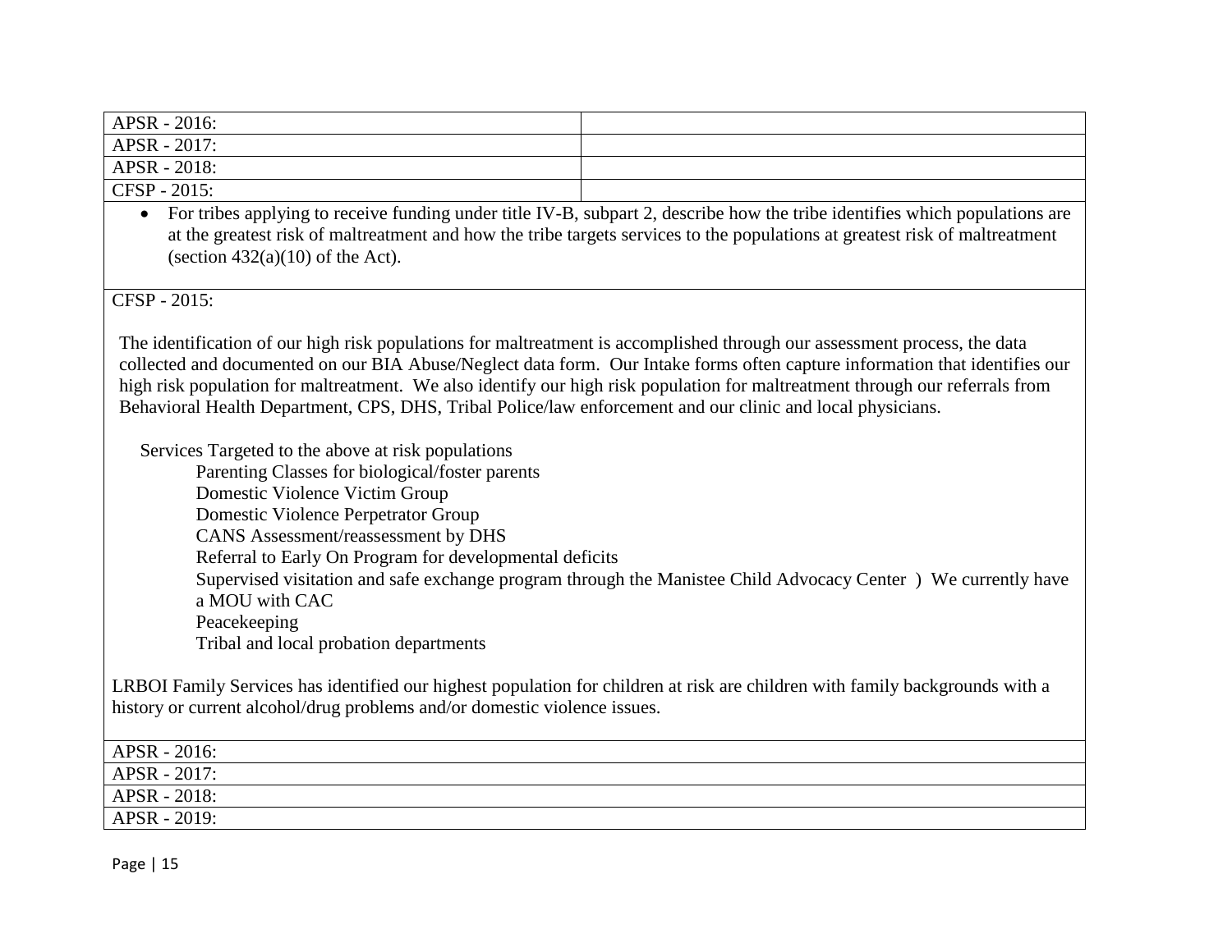| APSR - 2016: | |
|---|---|
| APSR - 2017: | |
| APSR - 2018: | |
| CFSP - 2015: | |

- For tribes applying to receive funding under title IV-B, subpart 2, describe how the tribe identifies which populations are at the greatest risk of maltreatment and how the tribe targets services to the populations at greatest risk of maltreatment (section 432(a)(10) of the Act).

CFSP - 2015:

The identification of our high risk populations for maltreatment is accomplished through our assessment process, the data collected and documented on our BIA Abuse/Neglect data form. Our Intake forms often capture information that identifies our high risk population for maltreatment. We also identify our high risk population for maltreatment through our referrals from Behavioral Health Department, CPS, DHS, Tribal Police/law enforcement and our clinic and local physicians.

Services Targeted to the above at risk populations

- Parenting Classes for biological/foster parents
- Domestic Violence Victim Group
- Domestic Violence Perpetrator Group
- CANS Assessment/reassessment by DHS
- Referral to Early On Program for developmental deficits
- Supervised visitation and safe exchange program through the Manistee Child Advocacy Center ) We currently have a MOU with CAC
- Peacekeeping
- Tribal and local probation departments

LRBOI Family Services has identified our highest population for children at risk are children with family backgrounds with a history or current alcohol/drug problems and/or domestic violence issues.

| APSR - 2016: |
|---|
| APSR - 2017: |
| APSR - 2018: |
| APSR - 2019: |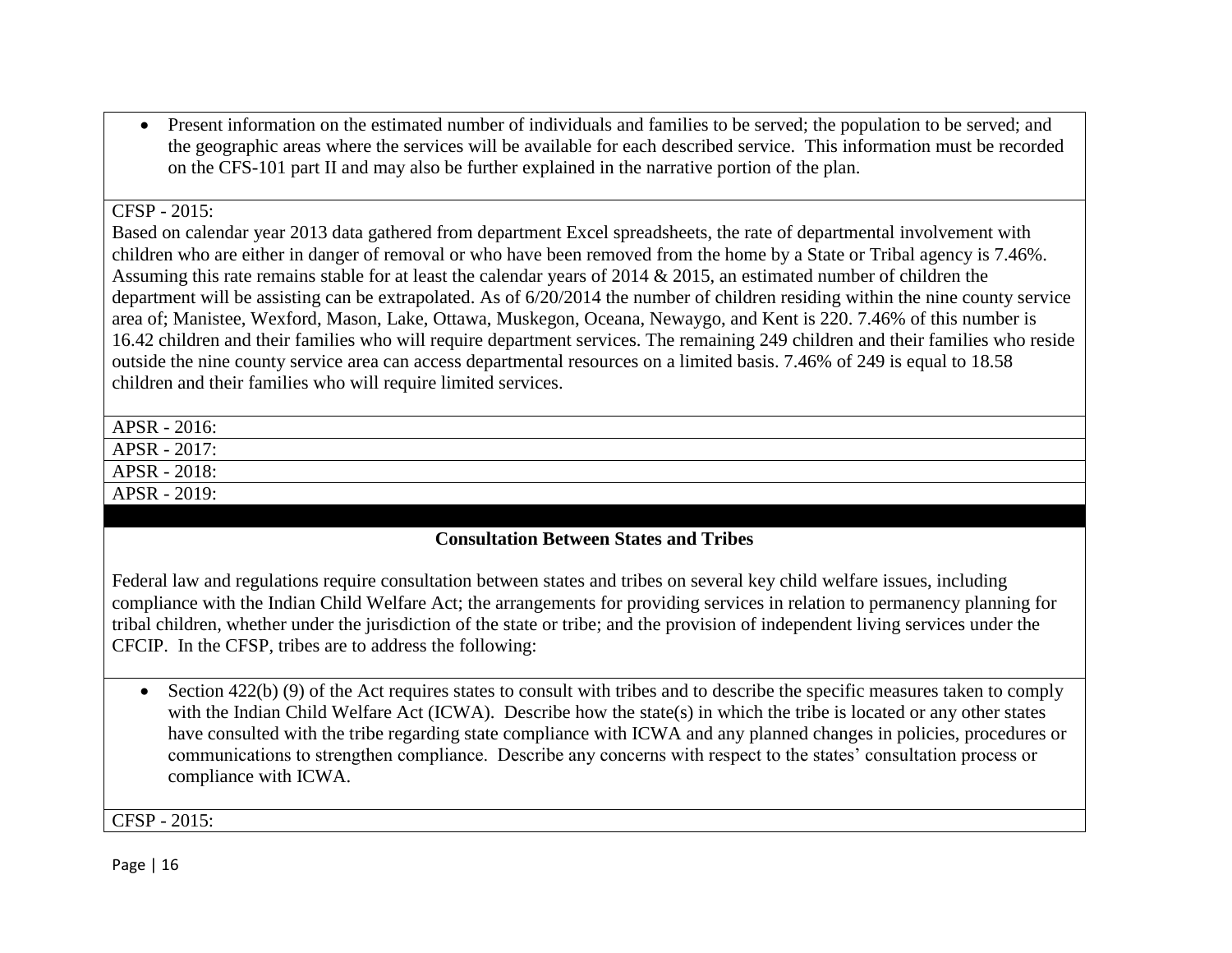- Present information on the estimated number of individuals and families to be served; the population to be served; and the geographic areas where the services will be available for each described service. This information must be recorded on the CFS-101 part II and may also be further explained in the narrative portion of the plan.

CFSP - 2015:
Based on calendar year 2013 data gathered from department Excel spreadsheets, the rate of departmental involvement with children who are either in danger of removal or who have been removed from the home by a State or Tribal agency is 7.46%. Assuming this rate remains stable for at least the calendar years of 2014 & 2015, an estimated number of children the department will be assisting can be extrapolated. As of 6/20/2014 the number of children residing within the nine county service area of; Manistee, Wexford, Mason, Lake, Ottawa, Muskegon, Oceana, Newaygo, and Kent is 220. 7.46% of this number is 16.42 children and their families who will require department services. The remaining 249 children and their families who reside outside the nine county service area can access departmental resources on a limited basis. 7.46% of 249 is equal to 18.58 children and their families who will require limited services.

APSR - 2016:

APSR - 2017:

APSR - 2018:

APSR - 2019:

## Consultation Between States and Tribes

Federal law and regulations require consultation between states and tribes on several key child welfare issues, including compliance with the Indian Child Welfare Act; the arrangements for providing services in relation to permanency planning for tribal children, whether under the jurisdiction of the state or tribe; and the provision of independent living services under the CFCIP. In the CFSP, tribes are to address the following:

- Section 422(b) (9) of the Act requires states to consult with tribes and to describe the specific measures taken to comply with the Indian Child Welfare Act (ICWA). Describe how the state(s) in which the tribe is located or any other states have consulted with the tribe regarding state compliance with ICWA and any planned changes in policies, procedures or communications to strengthen compliance. Describe any concerns with respect to the states' consultation process or compliance with ICWA.

CFSP - 2015: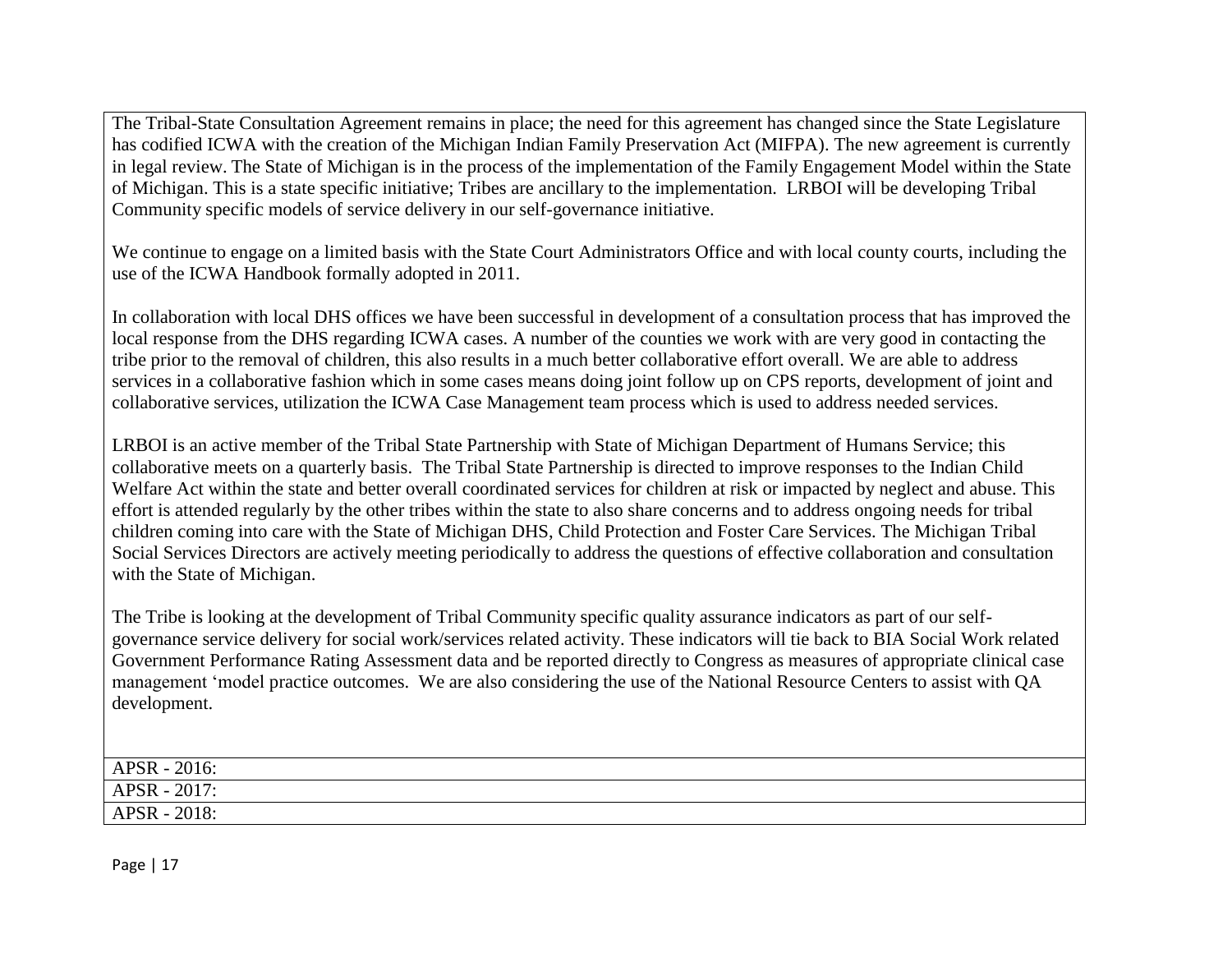The Tribal-State Consultation Agreement remains in place; the need for this agreement has changed since the State Legislature has codified ICWA with the creation of the Michigan Indian Family Preservation Act (MIFPA). The new agreement is currently in legal review. The State of Michigan is in the process of the implementation of the Family Engagement Model within the State of Michigan. This is a state specific initiative; Tribes are ancillary to the implementation. LRBOI will be developing Tribal Community specific models of service delivery in our self-governance initiative.

We continue to engage on a limited basis with the State Court Administrators Office and with local county courts, including the use of the ICWA Handbook formally adopted in 2011.

In collaboration with local DHS offices we have been successful in development of a consultation process that has improved the local response from the DHS regarding ICWA cases. A number of the counties we work with are very good in contacting the tribe prior to the removal of children, this also results in a much better collaborative effort overall. We are able to address services in a collaborative fashion which in some cases means doing joint follow up on CPS reports, development of joint and collaborative services, utilization the ICWA Case Management team process which is used to address needed services.

LRBOI is an active member of the Tribal State Partnership with State of Michigan Department of Humans Service; this collaborative meets on a quarterly basis. The Tribal State Partnership is directed to improve responses to the Indian Child Welfare Act within the state and better overall coordinated services for children at risk or impacted by neglect and abuse. This effort is attended regularly by the other tribes within the state to also share concerns and to address ongoing needs for tribal children coming into care with the State of Michigan DHS, Child Protection and Foster Care Services. The Michigan Tribal Social Services Directors are actively meeting periodically to address the questions of effective collaboration and consultation with the State of Michigan.

The Tribe is looking at the development of Tribal Community specific quality assurance indicators as part of our self-governance service delivery for social work/services related activity. These indicators will tie back to BIA Social Work related Government Performance Rating Assessment data and be reported directly to Congress as measures of appropriate clinical case management 'model practice outcomes. We are also considering the use of the National Resource Centers to assist with QA development.

APSR - 2016:

APSR - 2017:

APSR - 2018: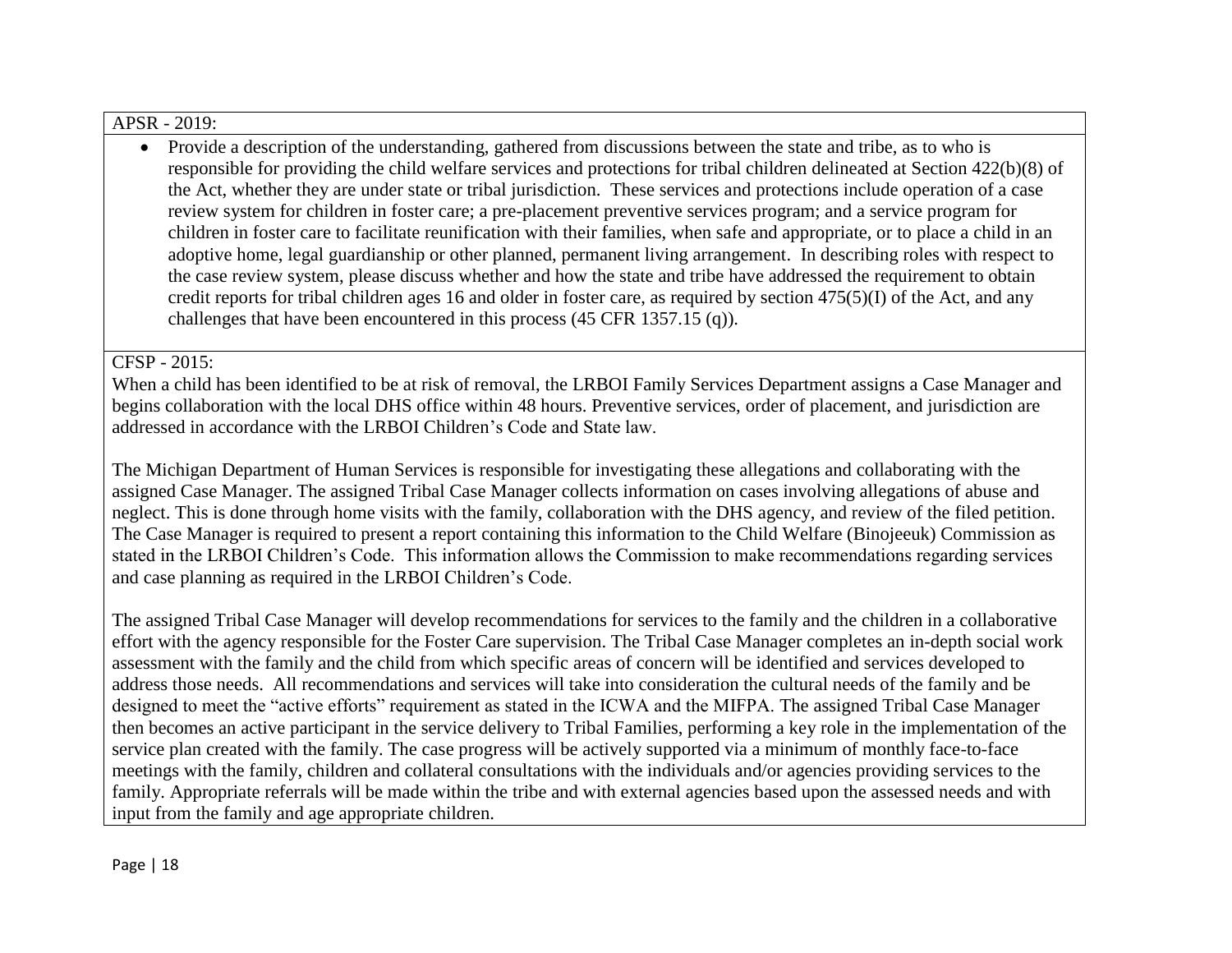APSR - 2019:

- Provide a description of the understanding, gathered from discussions between the state and tribe, as to who is responsible for providing the child welfare services and protections for tribal children delineated at Section 422(b)(8) of the Act, whether they are under state or tribal jurisdiction. These services and protections include operation of a case review system for children in foster care; a pre-placement preventive services program; and a service program for children in foster care to facilitate reunification with their families, when safe and appropriate, or to place a child in an adoptive home, legal guardianship or other planned, permanent living arrangement. In describing roles with respect to the case review system, please discuss whether and how the state and tribe have addressed the requirement to obtain credit reports for tribal children ages 16 and older in foster care, as required by section 475(5)(I) of the Act, and any challenges that have been encountered in this process (45 CFR 1357.15 (q)).

CFSP - 2015:

When a child has been identified to be at risk of removal, the LRBOI Family Services Department assigns a Case Manager and begins collaboration with the local DHS office within 48 hours. Preventive services, order of placement, and jurisdiction are addressed in accordance with the LRBOI Children's Code and State law.

The Michigan Department of Human Services is responsible for investigating these allegations and collaborating with the assigned Case Manager. The assigned Tribal Case Manager collects information on cases involving allegations of abuse and neglect. This is done through home visits with the family, collaboration with the DHS agency, and review of the filed petition. The Case Manager is required to present a report containing this information to the Child Welfare (Binojeeuk) Commission as stated in the LRBOI Children's Code. This information allows the Commission to make recommendations regarding services and case planning as required in the LRBOI Children's Code.

The assigned Tribal Case Manager will develop recommendations for services to the family and the children in a collaborative effort with the agency responsible for the Foster Care supervision. The Tribal Case Manager completes an in-depth social work assessment with the family and the child from which specific areas of concern will be identified and services developed to address those needs. All recommendations and services will take into consideration the cultural needs of the family and be designed to meet the "active efforts" requirement as stated in the ICWA and the MIFPA. The assigned Tribal Case Manager then becomes an active participant in the service delivery to Tribal Families, performing a key role in the implementation of the service plan created with the family. The case progress will be actively supported via a minimum of monthly face-to-face meetings with the family, children and collateral consultations with the individuals and/or agencies providing services to the family. Appropriate referrals will be made within the tribe and with external agencies based upon the assessed needs and with input from the family and age appropriate children.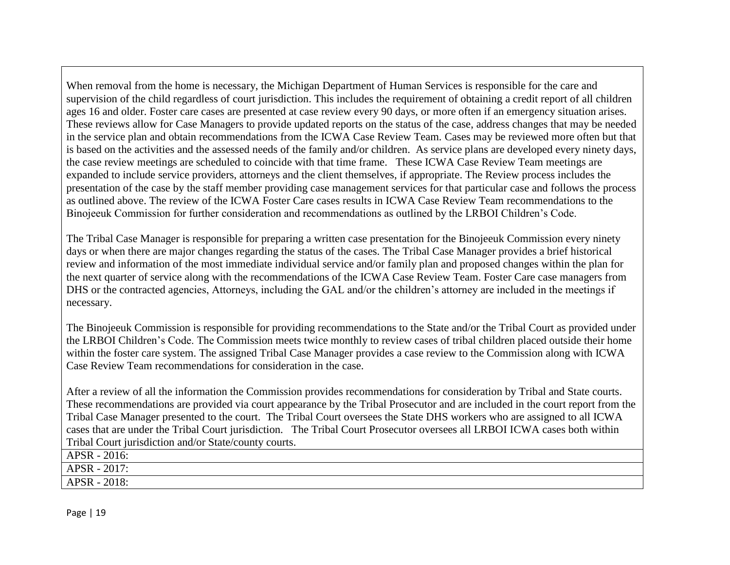When removal from the home is necessary, the Michigan Department of Human Services is responsible for the care and supervision of the child regardless of court jurisdiction. This includes the requirement of obtaining a credit report of all children ages 16 and older. Foster care cases are presented at case review every 90 days, or more often if an emergency situation arises. These reviews allow for Case Managers to provide updated reports on the status of the case, address changes that may be needed in the service plan and obtain recommendations from the ICWA Case Review Team. Cases may be reviewed more often but that is based on the activities and the assessed needs of the family and/or children. As service plans are developed every ninety days, the case review meetings are scheduled to coincide with that time frame. These ICWA Case Review Team meetings are expanded to include service providers, attorneys and the client themselves, if appropriate. The Review process includes the presentation of the case by the staff member providing case management services for that particular case and follows the process as outlined above. The review of the ICWA Foster Care cases results in ICWA Case Review Team recommendations to the Binojeeuk Commission for further consideration and recommendations as outlined by the LRBOI Children's Code.

The Tribal Case Manager is responsible for preparing a written case presentation for the Binojeeuk Commission every ninety days or when there are major changes regarding the status of the cases. The Tribal Case Manager provides a brief historical review and information of the most immediate individual service and/or family plan and proposed changes within the plan for the next quarter of service along with the recommendations of the ICWA Case Review Team. Foster Care case managers from DHS or the contracted agencies, Attorneys, including the GAL and/or the children's attorney are included in the meetings if necessary.

The Binojeeuk Commission is responsible for providing recommendations to the State and/or the Tribal Court as provided under the LRBOI Children's Code. The Commission meets twice monthly to review cases of tribal children placed outside their home within the foster care system. The assigned Tribal Case Manager provides a case review to the Commission along with ICWA Case Review Team recommendations for consideration in the case.

After a review of all the information the Commission provides recommendations for consideration by Tribal and State courts. These recommendations are provided via court appearance by the Tribal Prosecutor and are included in the court report from the Tribal Case Manager presented to the court. The Tribal Court oversees the State DHS workers who are assigned to all ICWA cases that are under the Tribal Court jurisdiction. The Tribal Court Prosecutor oversees all LRBOI ICWA cases both within Tribal Court jurisdiction and/or State/county courts.

APSR - 2016:

APSR - 2017:

APSR - 2018: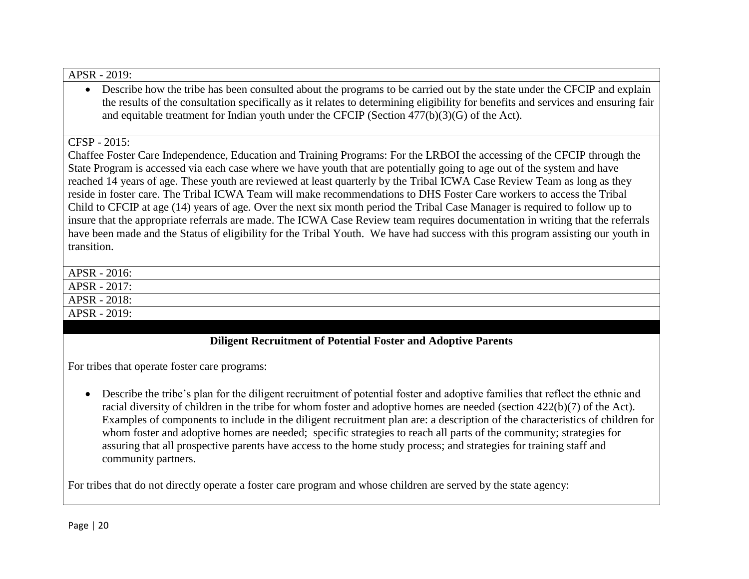APSR - 2019:

- Describe how the tribe has been consulted about the programs to be carried out by the state under the CFCIP and explain the results of the consultation specifically as it relates to determining eligibility for benefits and services and ensuring fair and equitable treatment for Indian youth under the CFCIP (Section 477(b)(3)(G) of the Act).

CFSP - 2015:

Chaffee Foster Care Independence, Education and Training Programs: For the LRBOI the accessing of the CFCIP through the State Program is accessed via each case where we have youth that are potentially going to age out of the system and have reached 14 years of age. These youth are reviewed at least quarterly by the Tribal ICWA Case Review Team as long as they reside in foster care. The Tribal ICWA Team will make recommendations to DHS Foster Care workers to access the Tribal Child to CFCIP at age (14) years of age. Over the next six month period the Tribal Case Manager is required to follow up to insure that the appropriate referrals are made. The ICWA Case Review team requires documentation in writing that the referrals have been made and the Status of eligibility for the Tribal Youth. We have had success with this program assisting our youth in transition.

APSR - 2016:

APSR - 2017:

APSR - 2018:

APSR - 2019:

## Diligent Recruitment of Potential Foster and Adoptive Parents

For tribes that operate foster care programs:

- Describe the tribe's plan for the diligent recruitment of potential foster and adoptive families that reflect the ethnic and racial diversity of children in the tribe for whom foster and adoptive homes are needed (section 422(b)(7) of the Act). Examples of components to include in the diligent recruitment plan are: a description of the characteristics of children for whom foster and adoptive homes are needed; specific strategies to reach all parts of the community; strategies for assuring that all prospective parents have access to the home study process; and strategies for training staff and community partners.

For tribes that do not directly operate a foster care program and whose children are served by the state agency: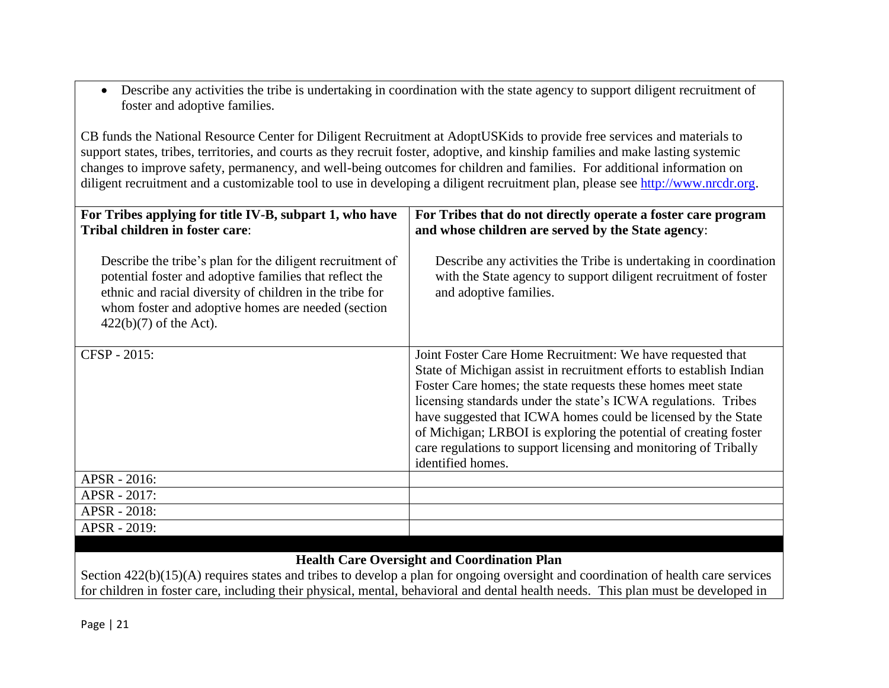- Describe any activities the tribe is undertaking in coordination with the state agency to support diligent recruitment of foster and adoptive families.

CB funds the National Resource Center for Diligent Recruitment at AdoptUSKids to provide free services and materials to support states, tribes, territories, and courts as they recruit foster, adoptive, and kinship families and make lasting systemic changes to improve safety, permanency, and well-being outcomes for children and families. For additional information on diligent recruitment and a customizable tool to use in developing a diligent recruitment plan, please see [http://www.nrcdr.org](http://www.nrcdr.org).

| **For Tribes applying for title IV-B, subpart 1, who have Tribal children in foster care**:<br><br>Describe the tribe's plan for the diligent recruitment of potential foster and adoptive families that reflect the ethnic and racial diversity of children in the tribe for whom foster and adoptive homes are needed (section 422(b)(7) of the Act). | **For Tribes that do not directly operate a foster care program and whose children are served by the State agency**:<br><br>Describe any activities the Tribe is undertaking in coordination with the State agency to support diligent recruitment of foster and adoptive families. |
|---|---|
| CFSP - 2015: | Joint Foster Care Home Recruitment: We have requested that State of Michigan assist in recruitment efforts to establish Indian Foster Care homes; the state requests these homes meet state licensing standards under the state's ICWA regulations. Tribes have suggested that ICWA homes could be licensed by the State of Michigan; LRBOI is exploring the potential of creating foster care regulations to support licensing and monitoring of Tribally identified homes. |
| APSR - 2016: | |
| APSR - 2017: | |
| APSR - 2018: | |
| APSR - 2019: | |

## Health Care Oversight and Coordination Plan

Section 422(b)(15)(A) requires states and tribes to develop a plan for ongoing oversight and coordination of health care services for children in foster care, including their physical, mental, behavioral and dental health needs. This plan must be developed in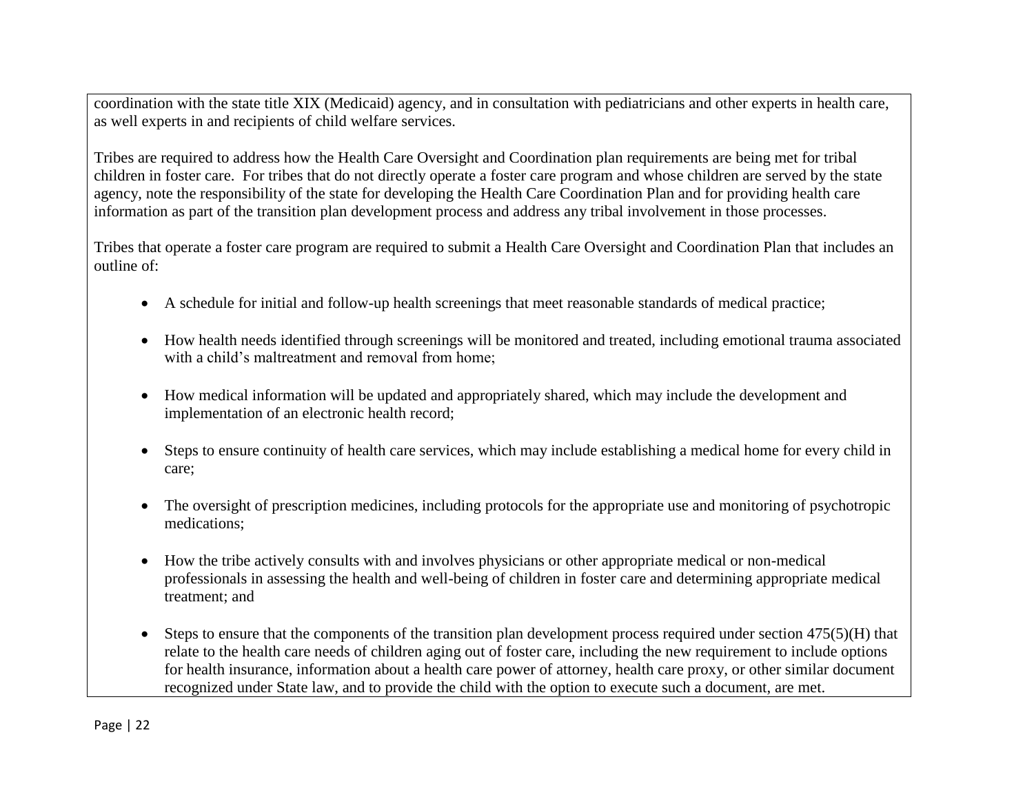coordination with the state title XIX (Medicaid) agency, and in consultation with pediatricians and other experts in health care, as well experts in and recipients of child welfare services.

Tribes are required to address how the Health Care Oversight and Coordination plan requirements are being met for tribal children in foster care. For tribes that do not directly operate a foster care program and whose children are served by the state agency, note the responsibility of the state for developing the Health Care Coordination Plan and for providing health care information as part of the transition plan development process and address any tribal involvement in those processes.

Tribes that operate a foster care program are required to submit a Health Care Oversight and Coordination Plan that includes an outline of:

- A schedule for initial and follow-up health screenings that meet reasonable standards of medical practice;
- How health needs identified through screenings will be monitored and treated, including emotional trauma associated with a child's maltreatment and removal from home;
- How medical information will be updated and appropriately shared, which may include the development and implementation of an electronic health record;
- Steps to ensure continuity of health care services, which may include establishing a medical home for every child in care;
- The oversight of prescription medicines, including protocols for the appropriate use and monitoring of psychotropic medications;
- How the tribe actively consults with and involves physicians or other appropriate medical or non-medical professionals in assessing the health and well-being of children in foster care and determining appropriate medical treatment; and
- Steps to ensure that the components of the transition plan development process required under section 475(5)(H) that relate to the health care needs of children aging out of foster care, including the new requirement to include options for health insurance, information about a health care power of attorney, health care proxy, or other similar document recognized under State law, and to provide the child with the option to execute such a document, are met.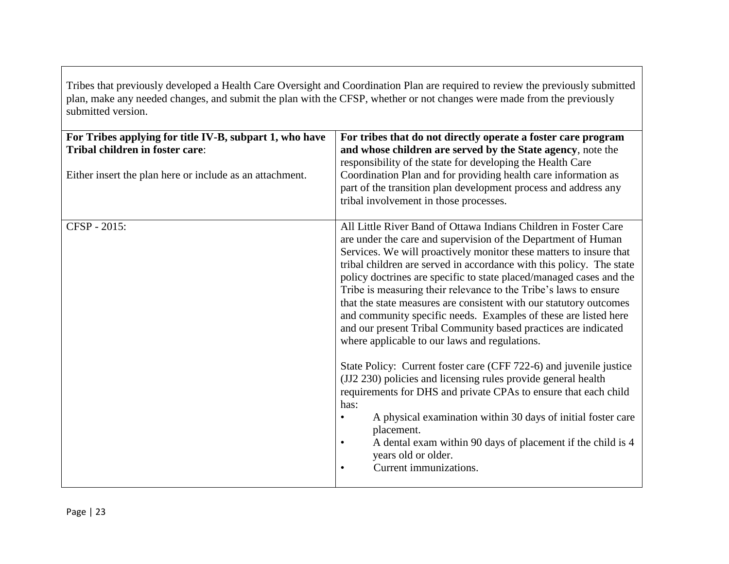| Tribes that previously developed a Health Care Oversight and Coordination Plan are required to review the previously submitted plan, make any needed changes, and submit the plan with the CFSP, whether or not changes were made from the previously submitted version. | |
|---|---|
| **For Tribes applying for title IV-B, subpart 1, who have Tribal children in foster care**:<br><br>Either insert the plan here or include as an attachment. | **For tribes that do not directly operate a foster care program and whose children are served by the State agency**, note the responsibility of the state for developing the Health Care Coordination Plan and for providing health care information as part of the transition plan development process and address any tribal involvement in those processes. |
| CFSP - 2015: | All Little River Band of Ottawa Indians Children in Foster Care are under the care and supervision of the Department of Human Services. We will proactively monitor these matters to insure that tribal children are served in accordance with this policy. The state policy doctrines are specific to state placed/managed cases and the Tribe is measuring their relevance to the Tribe's laws to ensure that the state measures are consistent with our statutory outcomes and community specific needs. Examples of these are listed here and our present Tribal Community based practices are indicated where applicable to our laws and regulations.<br><br>State Policy: Current foster care (CFF 722-6) and juvenile justice (JJ2 230) policies and licensing rules provide general health requirements for DHS and private CPAs to ensure that each child has:<br>• A physical examination within 30 days of initial foster care placement.<br>• A dental exam within 90 days of placement if the child is 4 years old or older.<br>• Current immunizations. |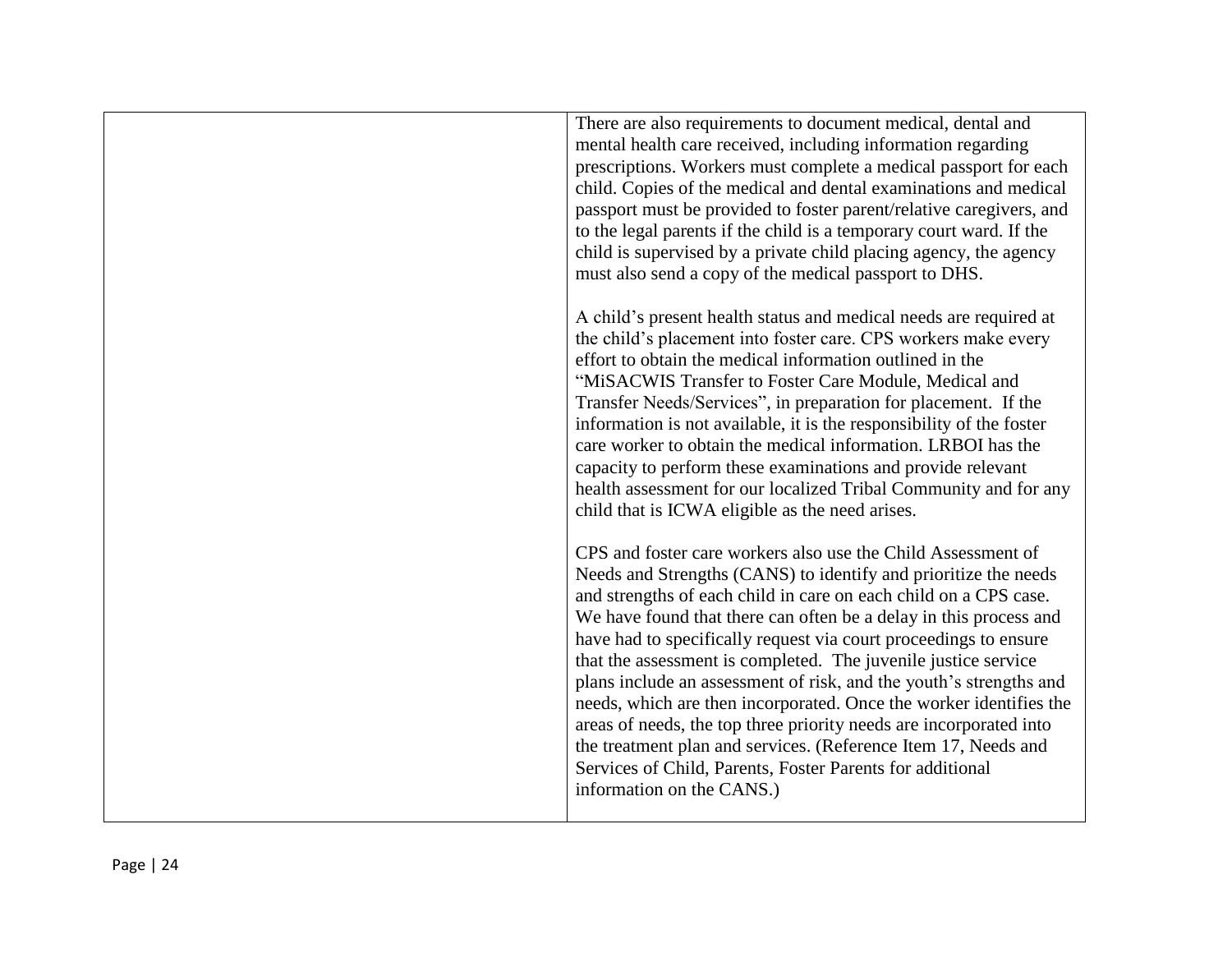| | |
|---|---|
| | There are also requirements to document medical, dental and mental health care received, including information regarding prescriptions. Workers must complete a medical passport for each child. Copies of the medical and dental examinations and medical passport must be provided to foster parent/relative caregivers, and to the legal parents if the child is a temporary court ward. If the child is supervised by a private child placing agency, the agency must also send a copy of the medical passport to DHS.<br><br>A child's present health status and medical needs are required at the child's placement into foster care. CPS workers make every effort to obtain the medical information outlined in the "MiSACWIS Transfer to Foster Care Module, Medical and Transfer Needs/Services", in preparation for placement. If the information is not available, it is the responsibility of the foster care worker to obtain the medical information. LRBOI has the capacity to perform these examinations and provide relevant health assessment for our localized Tribal Community and for any child that is ICWA eligible as the need arises.<br><br>CPS and foster care workers also use the Child Assessment of Needs and Strengths (CANS) to identify and prioritize the needs and strengths of each child in care on each child on a CPS case. We have found that there can often be a delay in this process and have had to specifically request via court proceedings to ensure that the assessment is completed. The juvenile justice service plans include an assessment of risk, and the youth's strengths and needs, which are then incorporated. Once the worker identifies the areas of needs, the top three priority needs are incorporated into the treatment plan and services. (Reference Item 17, Needs and Services of Child, Parents, Foster Parents for additional information on the CANS.) |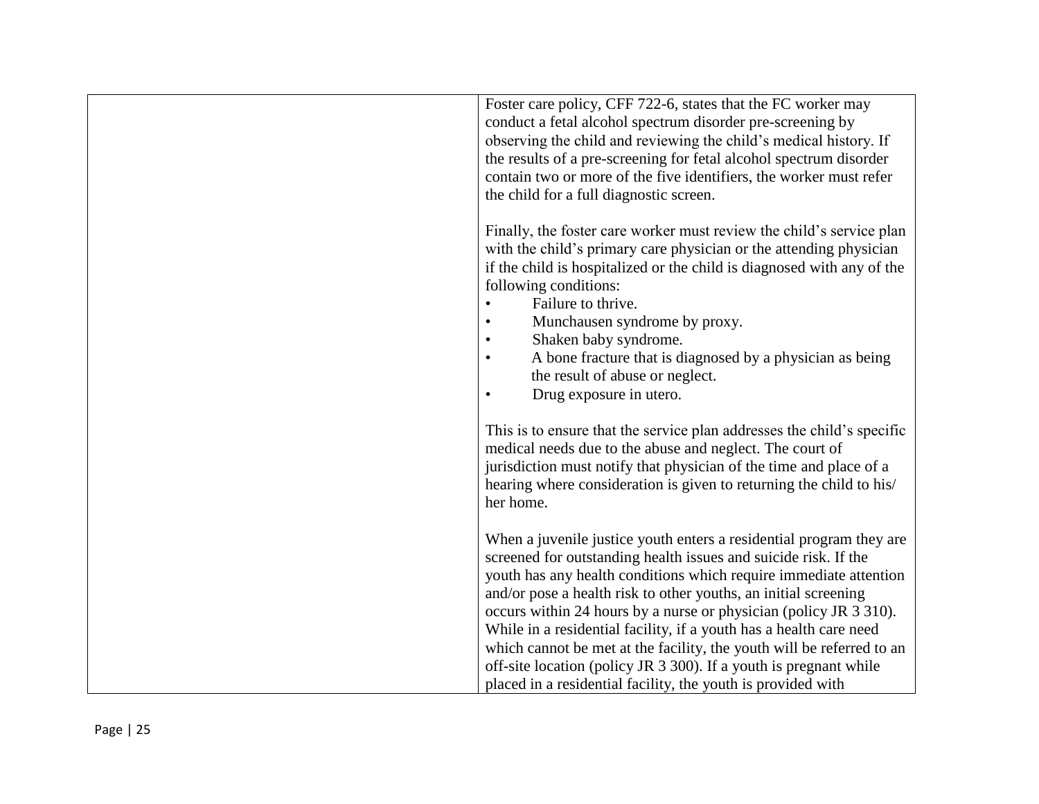| | |
|---|---|
| | Foster care policy, CFF 722-6, states that the FC worker may conduct a fetal alcohol spectrum disorder pre-screening by observing the child and reviewing the child's medical history. If the results of a pre-screening for fetal alcohol spectrum disorder contain two or more of the five identifiers, the worker must refer the child for a full diagnostic screen.<br><br>Finally, the foster care worker must review the child's service plan with the child's primary care physician or the attending physician if the child is hospitalized or the child is diagnosed with any of the following conditions:<br>• Failure to thrive.<br>• Munchausen syndrome by proxy.<br>• Shaken baby syndrome.<br>• A bone fracture that is diagnosed by a physician as being the result of abuse or neglect.<br>• Drug exposure in utero.<br><br>This is to ensure that the service plan addresses the child's specific medical needs due to the abuse and neglect. The court of jurisdiction must notify that physician of the time and place of a hearing where consideration is given to returning the child to his/ her home.<br><br>When a juvenile justice youth enters a residential program they are screened for outstanding health issues and suicide risk. If the youth has any health conditions which require immediate attention and/or pose a health risk to other youths, an initial screening occurs within 24 hours by a nurse or physician (policy JR 3 310). While in a residential facility, if a youth has a health care need which cannot be met at the facility, the youth will be referred to an off-site location (policy JR 3 300). If a youth is pregnant while placed in a residential facility, the youth is provided with |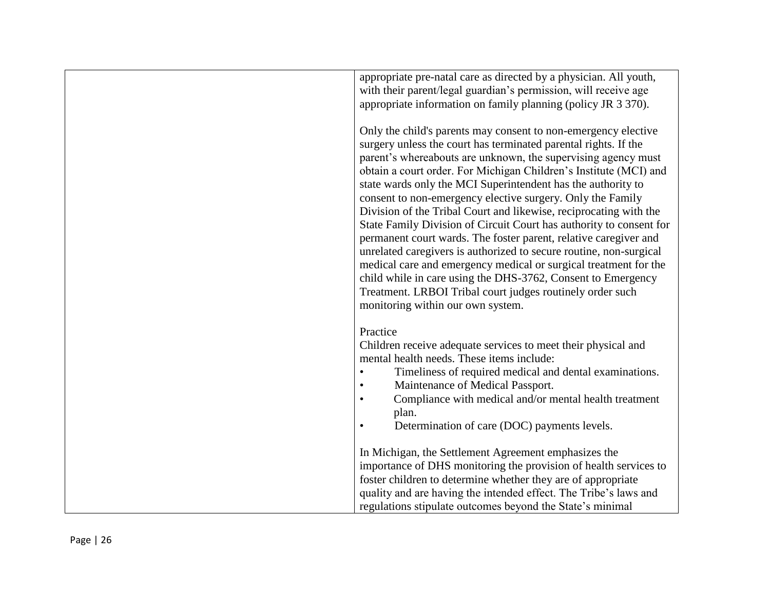| | |
|---|---|
| | appropriate pre-natal care as directed by a physician. All youth, with their parent/legal guardian's permission, will receive age appropriate information on family planning (policy JR 3 370).<br><br>Only the child's parents may consent to non-emergency elective surgery unless the court has terminated parental rights. If the parent's whereabouts are unknown, the supervising agency must obtain a court order. For Michigan Children's Institute (MCI) and state wards only the MCI Superintendent has the authority to consent to non-emergency elective surgery. Only the Family Division of the Tribal Court and likewise, reciprocating with the State Family Division of Circuit Court has authority to consent for permanent court wards. The foster parent, relative caregiver and unrelated caregivers is authorized to secure routine, non-surgical medical care and emergency medical or surgical treatment for the child while in care using the DHS-3762, Consent to Emergency Treatment. LRBOI Tribal court judges routinely order such monitoring within our own system.<br><br>Practice<br>Children receive adequate services to meet their physical and mental health needs. These items include:<br>• Timeliness of required medical and dental examinations.<br>• Maintenance of Medical Passport.<br>• Compliance with medical and/or mental health treatment plan.<br>• Determination of care (DOC) payments levels.<br><br>In Michigan, the Settlement Agreement emphasizes the importance of DHS monitoring the provision of health services to foster children to determine whether they are of appropriate quality and are having the intended effect. The Tribe's laws and regulations stipulate outcomes beyond the State's minimal |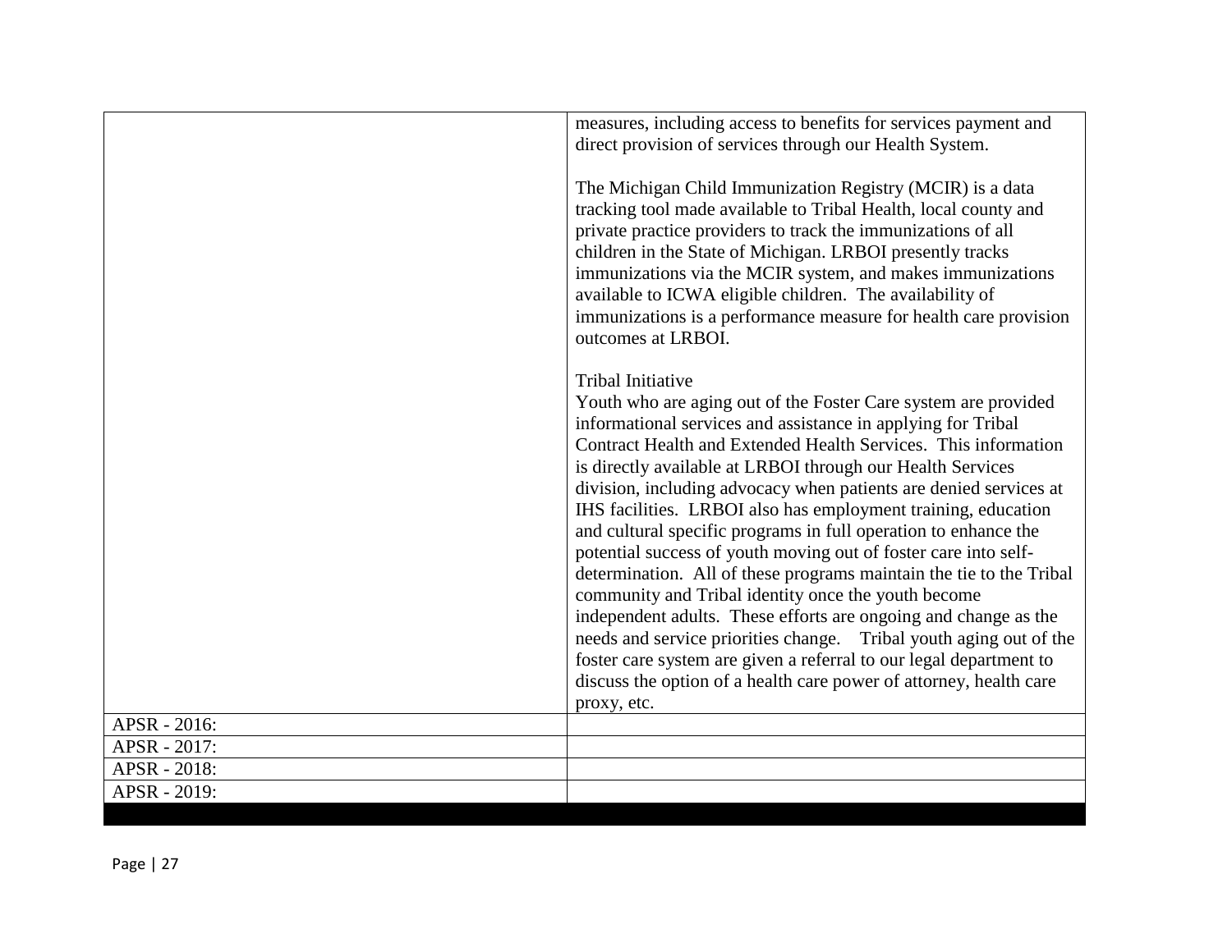| | |
|---|---|
| | measures, including access to benefits for services payment and direct provision of services through our Health System.<br><br>The Michigan Child Immunization Registry (MCIR) is a data tracking tool made available to Tribal Health, local county and private practice providers to track the immunizations of all children in the State of Michigan. LRBOI presently tracks immunizations via the MCIR system, and makes immunizations available to ICWA eligible children. The availability of immunizations is a performance measure for health care provision outcomes at LRBOI.<br><br>Tribal Initiative<br>Youth who are aging out of the Foster Care system are provided informational services and assistance in applying for Tribal Contract Health and Extended Health Services. This information is directly available at LRBOI through our Health Services division, including advocacy when patients are denied services at IHS facilities. LRBOI also has employment training, education and cultural specific programs in full operation to enhance the potential success of youth moving out of foster care into self-determination. All of these programs maintain the tie to the Tribal community and Tribal identity once the youth become independent adults. These efforts are ongoing and change as the needs and service priorities change. Tribal youth aging out of the foster care system are given a referral to our legal department to discuss the option of a health care power of attorney, health care proxy, etc. |
| APSR - 2016: | |
| APSR - 2017: | |
| APSR - 2018: | |
| APSR - 2019: | |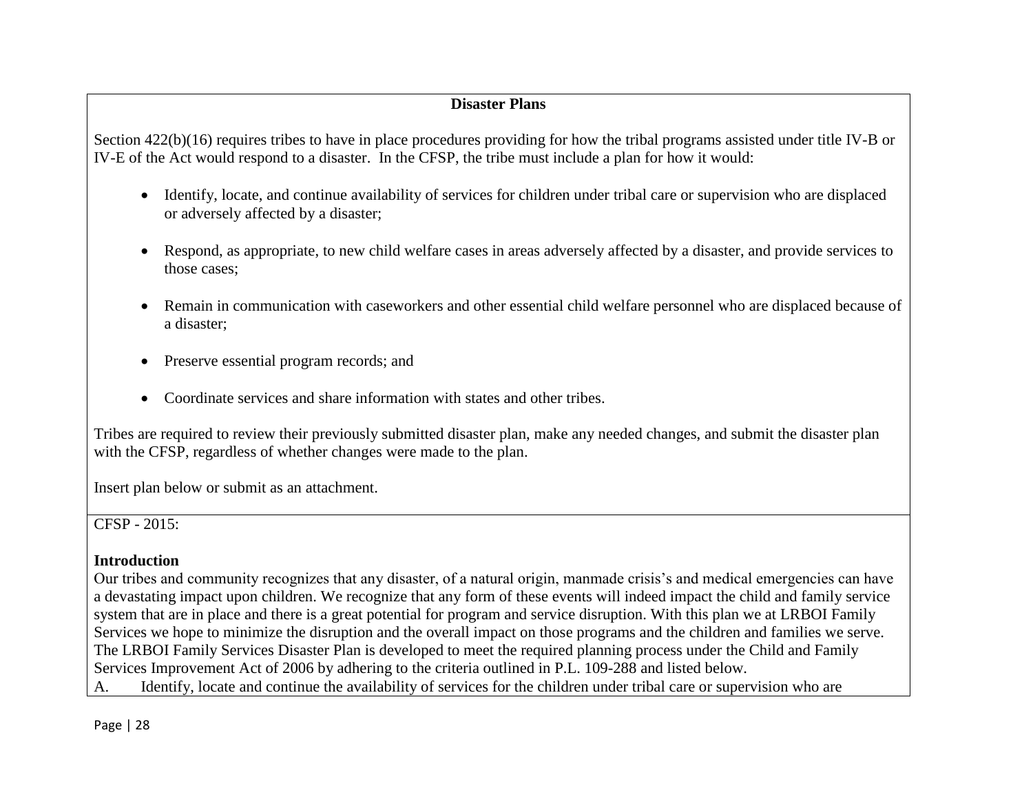**Disaster Plans**

Section 422(b)(16) requires tribes to have in place procedures providing for how the tribal programs assisted under title IV-B or IV-E of the Act would respond to a disaster. In the CFSP, the tribe must include a plan for how it would:

- Identify, locate, and continue availability of services for children under tribal care or supervision who are displaced or adversely affected by a disaster;
- Respond, as appropriate, to new child welfare cases in areas adversely affected by a disaster, and provide services to those cases;
- Remain in communication with caseworkers and other essential child welfare personnel who are displaced because of a disaster;
- Preserve essential program records; and
- Coordinate services and share information with states and other tribes.

Tribes are required to review their previously submitted disaster plan, make any needed changes, and submit the disaster plan with the CFSP, regardless of whether changes were made to the plan.

Insert plan below or submit as an attachment.

CFSP - 2015:

**Introduction**

Our tribes and community recognizes that any disaster, of a natural origin, manmade crisis's and medical emergencies can have a devastating impact upon children. We recognize that any form of these events will indeed impact the child and family service system that are in place and there is a great potential for program and service disruption. With this plan we at LRBOI Family Services we hope to minimize the disruption and the overall impact on those programs and the children and families we serve. The LRBOI Family Services Disaster Plan is developed to meet the required planning process under the Child and Family Services Improvement Act of 2006 by adhering to the criteria outlined in P.L. 109-288 and listed below.

A. Identify, locate and continue the availability of services for the children under tribal care or supervision who are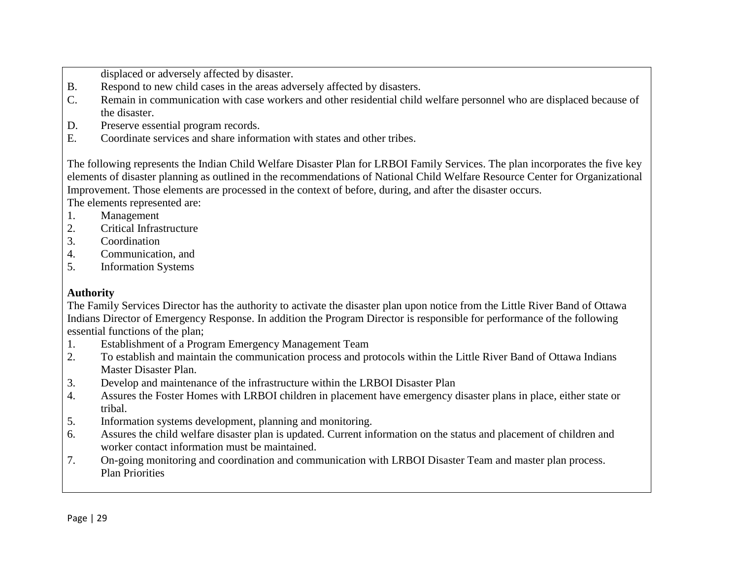displaced or adversely affected by disaster.

B. Respond to new child cases in the areas adversely affected by disasters.
C. Remain in communication with case workers and other residential child welfare personnel who are displaced because of the disaster.
D. Preserve essential program records.
E. Coordinate services and share information with states and other tribes.

The following represents the Indian Child Welfare Disaster Plan for LRBOI Family Services. The plan incorporates the five key elements of disaster planning as outlined in the recommendations of National Child Welfare Resource Center for Organizational Improvement. Those elements are processed in the context of before, during, and after the disaster occurs.
The elements represented are:

1. Management
2. Critical Infrastructure
3. Coordination
4. Communication, and
5. Information Systems

**Authority**

The Family Services Director has the authority to activate the disaster plan upon notice from the Little River Band of Ottawa Indians Director of Emergency Response. In addition the Program Director is responsible for performance of the following essential functions of the plan;

1. Establishment of a Program Emergency Management Team
2. To establish and maintain the communication process and protocols within the Little River Band of Ottawa Indians Master Disaster Plan.
3. Develop and maintenance of the infrastructure within the LRBOI Disaster Plan
4. Assures the Foster Homes with LRBOI children in placement have emergency disaster plans in place, either state or tribal.
5. Information systems development, planning and monitoring.
6. Assures the child welfare disaster plan is updated. Current information on the status and placement of children and worker contact information must be maintained.
7. On-going monitoring and coordination and communication with LRBOI Disaster Team and master plan process.
   Plan Priorities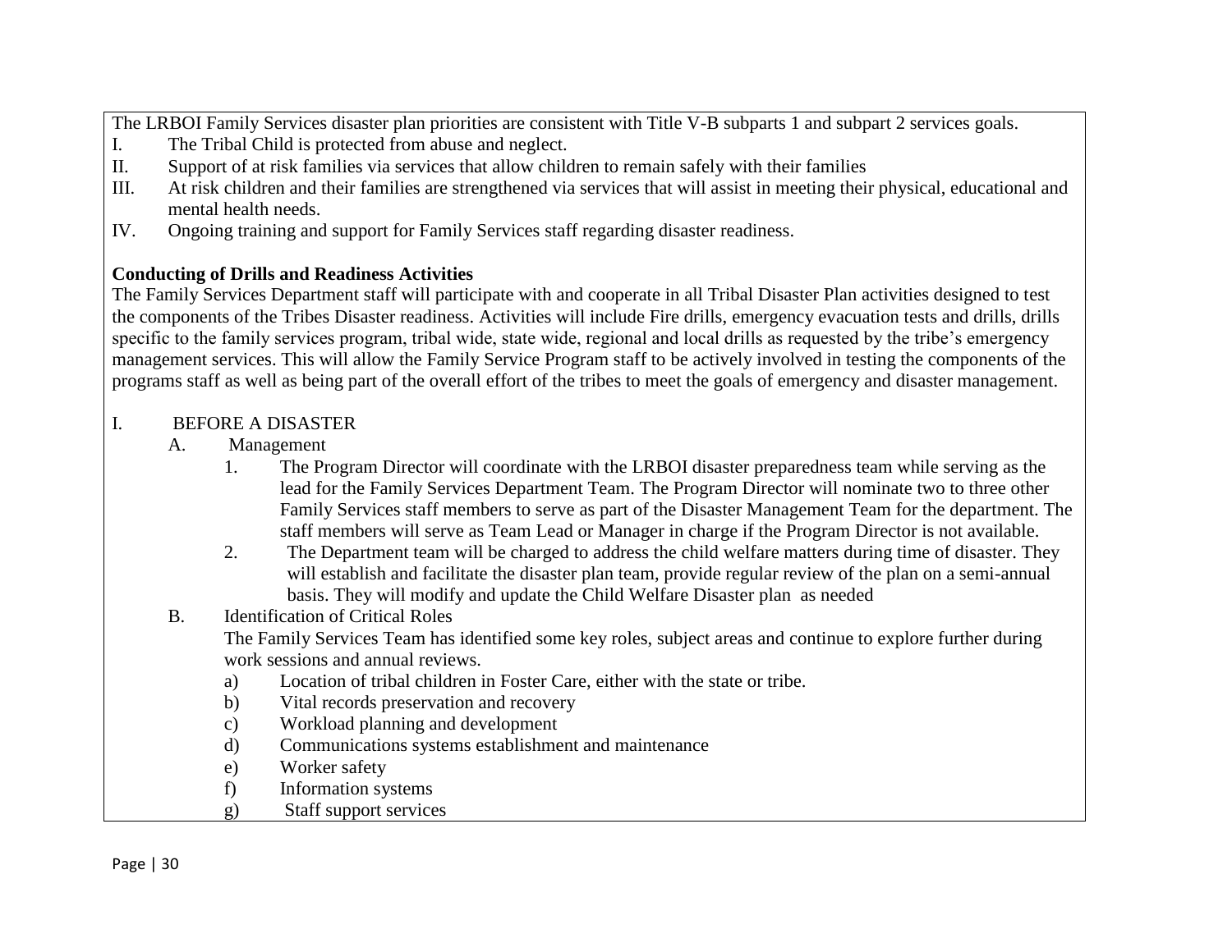The LRBOI Family Services disaster plan priorities are consistent with Title V-B subparts 1 and subpart 2 services goals.

I. The Tribal Child is protected from abuse and neglect.
II. Support of at risk families via services that allow children to remain safely with their families
III. At risk children and their families are strengthened via services that will assist in meeting their physical, educational and mental health needs.
IV. Ongoing training and support for Family Services staff regarding disaster readiness.

**Conducting of Drills and Readiness Activities**

The Family Services Department staff will participate with and cooperate in all Tribal Disaster Plan activities designed to test the components of the Tribes Disaster readiness. Activities will include Fire drills, emergency evacuation tests and drills, drills specific to the family services program, tribal wide, state wide, regional and local drills as requested by the tribe's emergency management services. This will allow the Family Service Program staff to be actively involved in testing the components of the programs staff as well as being part of the overall effort of the tribes to meet the goals of emergency and disaster management.

I. BEFORE A DISASTER

A. Management

1. The Program Director will coordinate with the LRBOI disaster preparedness team while serving as the lead for the Family Services Department Team. The Program Director will nominate two to three other Family Services staff members to serve as part of the Disaster Management Team for the department. The staff members will serve as Team Lead or Manager in charge if the Program Director is not available.
2. The Department team will be charged to address the child welfare matters during time of disaster. They will establish and facilitate the disaster plan team, provide regular review of the plan on a semi-annual basis. They will modify and update the Child Welfare Disaster plan as needed

B. Identification of Critical Roles

The Family Services Team has identified some key roles, subject areas and continue to explore further during work sessions and annual reviews.

a) Location of tribal children in Foster Care, either with the state or tribe.
b) Vital records preservation and recovery
c) Workload planning and development
d) Communications systems establishment and maintenance
e) Worker safety
f) Information systems
g) Staff support services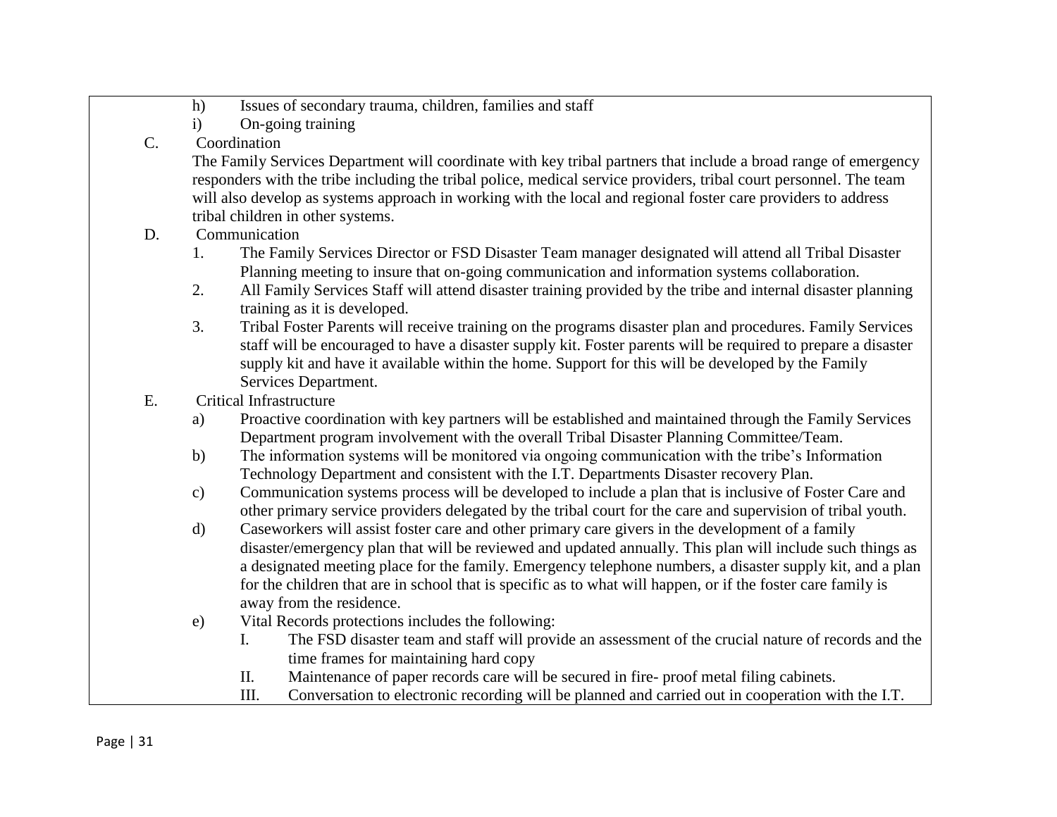h) Issues of secondary trauma, children, families and staff

i) On-going training

C. Coordination

The Family Services Department will coordinate with key tribal partners that include a broad range of emergency responders with the tribe including the tribal police, medical service providers, tribal court personnel. The team will also develop as systems approach in working with the local and regional foster care providers to address tribal children in other systems.

D. Communication

1. The Family Services Director or FSD Disaster Team manager designated will attend all Tribal Disaster Planning meeting to insure that on-going communication and information systems collaboration.
2. All Family Services Staff will attend disaster training provided by the tribe and internal disaster planning training as it is developed.
3. Tribal Foster Parents will receive training on the programs disaster plan and procedures. Family Services staff will be encouraged to have a disaster supply kit. Foster parents will be required to prepare a disaster supply kit and have it available within the home. Support for this will be developed by the Family Services Department.

E. Critical Infrastructure

a) Proactive coordination with key partners will be established and maintained through the Family Services Department program involvement with the overall Tribal Disaster Planning Committee/Team.

b) The information systems will be monitored via ongoing communication with the tribe's Information Technology Department and consistent with the I.T. Departments Disaster recovery Plan.

c) Communication systems process will be developed to include a plan that is inclusive of Foster Care and other primary service providers delegated by the tribal court for the care and supervision of tribal youth.

d) Caseworkers will assist foster care and other primary care givers in the development of a family disaster/emergency plan that will be reviewed and updated annually. This plan will include such things as a designated meeting place for the family. Emergency telephone numbers, a disaster supply kit, and a plan for the children that are in school that is specific as to what will happen, or if the foster care family is away from the residence.

e) Vital Records protections includes the following:

I. The FSD disaster team and staff will provide an assessment of the crucial nature of records and the time frames for maintaining hard copy

II. Maintenance of paper records care will be secured in fire- proof metal filing cabinets.

III. Conversation to electronic recording will be planned and carried out in cooperation with the I.T.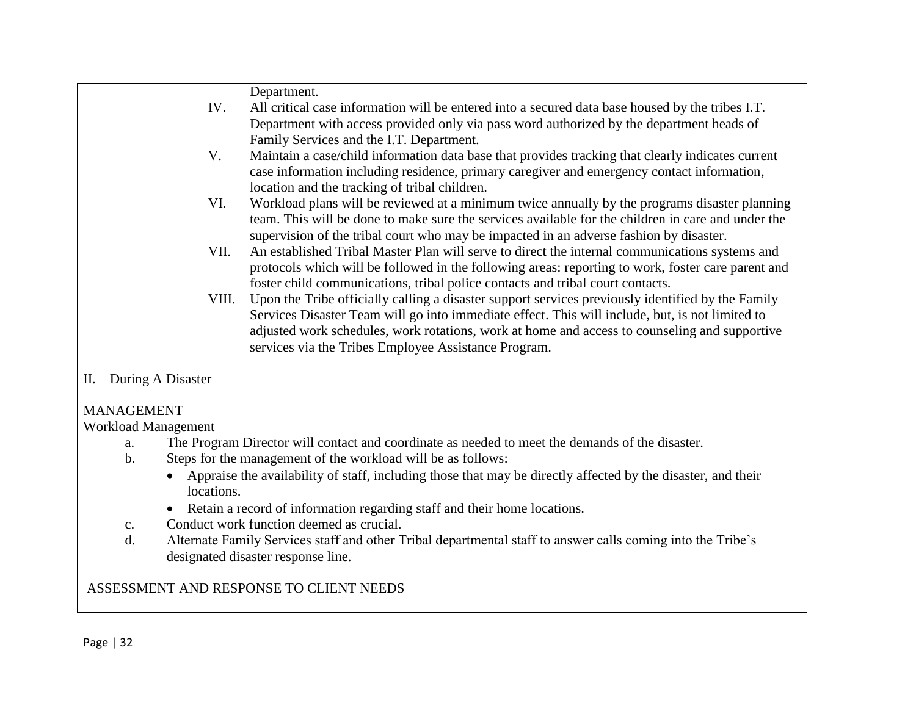Department.

IV. All critical case information will be entered into a secured data base housed by the tribes I.T. Department with access provided only via pass word authorized by the department heads of Family Services and the I.T. Department.

V. Maintain a case/child information data base that provides tracking that clearly indicates current case information including residence, primary caregiver and emergency contact information, location and the tracking of tribal children.

VI. Workload plans will be reviewed at a minimum twice annually by the programs disaster planning team. This will be done to make sure the services available for the children in care and under the supervision of the tribal court who may be impacted in an adverse fashion by disaster.

VII. An established Tribal Master Plan will serve to direct the internal communications systems and protocols which will be followed in the following areas: reporting to work, foster care parent and foster child communications, tribal police contacts and tribal court contacts.

VIII. Upon the Tribe officially calling a disaster support services previously identified by the Family Services Disaster Team will go into immediate effect. This will include, but, is not limited to adjusted work schedules, work rotations, work at home and access to counseling and supportive services via the Tribes Employee Assistance Program.

II. During A Disaster

MANAGEMENT

Workload Management

a. The Program Director will contact and coordinate as needed to meet the demands of the disaster.

b. Steps for the management of the workload will be as follows:
   - Appraise the availability of staff, including those that may be directly affected by the disaster, and their locations.
   - Retain a record of information regarding staff and their home locations.

c. Conduct work function deemed as crucial.

d. Alternate Family Services staff and other Tribal departmental staff to answer calls coming into the Tribe's designated disaster response line.

ASSESSMENT AND RESPONSE TO CLIENT NEEDS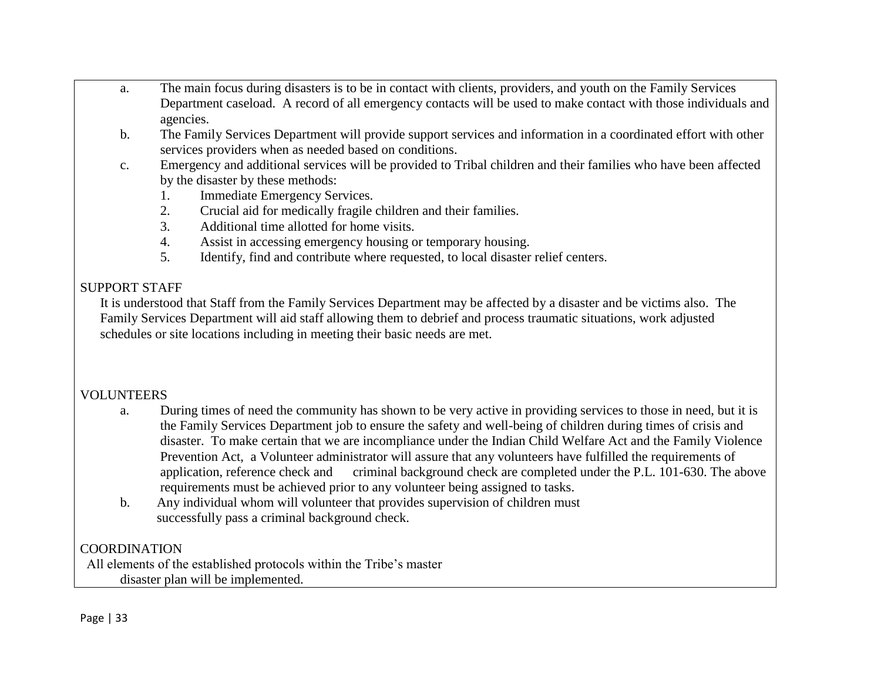a. The main focus during disasters is to be in contact with clients, providers, and youth on the Family Services Department caseload. A record of all emergency contacts will be used to make contact with those individuals and agencies.

b. The Family Services Department will provide support services and information in a coordinated effort with other services providers when as needed based on conditions.

c. Emergency and additional services will be provided to Tribal children and their families who have been affected by the disaster by these methods:
   1. Immediate Emergency Services.
   2. Crucial aid for medically fragile children and their families.
   3. Additional time allotted for home visits.
   4. Assist in accessing emergency housing or temporary housing.
   5. Identify, find and contribute where requested, to local disaster relief centers.

SUPPORT STAFF

It is understood that Staff from the Family Services Department may be affected by a disaster and be victims also. The Family Services Department will aid staff allowing them to debrief and process traumatic situations, work adjusted schedules or site locations including in meeting their basic needs are met.

VOLUNTEERS

a. During times of need the community has shown to be very active in providing services to those in need, but it is the Family Services Department job to ensure the safety and well-being of children during times of crisis and disaster. To make certain that we are incompliance under the Indian Child Welfare Act and the Family Violence Prevention Act, a Volunteer administrator will assure that any volunteers have fulfilled the requirements of application, reference check and criminal background check are completed under the P.L. 101-630. The above requirements must be achieved prior to any volunteer being assigned to tasks.

b. Any individual whom will volunteer that provides supervision of children must successfully pass a criminal background check.

COORDINATION

All elements of the established protocols within the Tribe's master disaster plan will be implemented.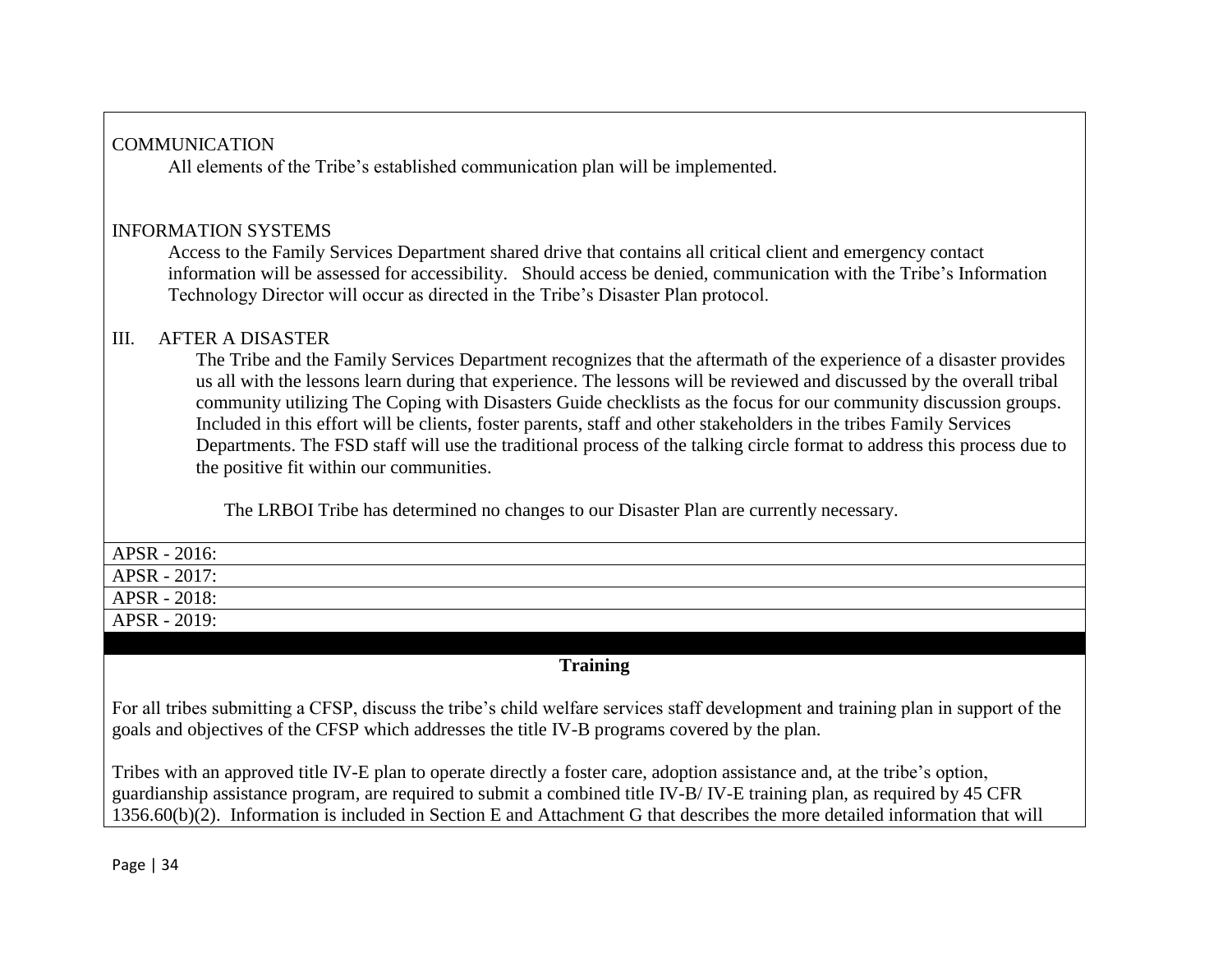COMMUNICATION

All elements of the Tribe's established communication plan will be implemented.

INFORMATION SYSTEMS

Access to the Family Services Department shared drive that contains all critical client and emergency contact information will be assessed for accessibility. Should access be denied, communication with the Tribe's Information Technology Director will occur as directed in the Tribe's Disaster Plan protocol.

III. AFTER A DISASTER

The Tribe and the Family Services Department recognizes that the aftermath of the experience of a disaster provides us all with the lessons learn during that experience. The lessons will be reviewed and discussed by the overall tribal community utilizing The Coping with Disasters Guide checklists as the focus for our community discussion groups. Included in this effort will be clients, foster parents, staff and other stakeholders in the tribes Family Services Departments. The FSD staff will use the traditional process of the talking circle format to address this process due to the positive fit within our communities.

The LRBOI Tribe has determined no changes to our Disaster Plan are currently necessary.

APSR - 2016:

APSR - 2017:

APSR - 2018:

APSR - 2019:

## Training

For all tribes submitting a CFSP, discuss the tribe's child welfare services staff development and training plan in support of the goals and objectives of the CFSP which addresses the title IV-B programs covered by the plan.

Tribes with an approved title IV-E plan to operate directly a foster care, adoption assistance and, at the tribe's option, guardianship assistance program, are required to submit a combined title IV-B/ IV-E training plan, as required by 45 CFR 1356.60(b)(2). Information is included in Section E and Attachment G that describes the more detailed information that will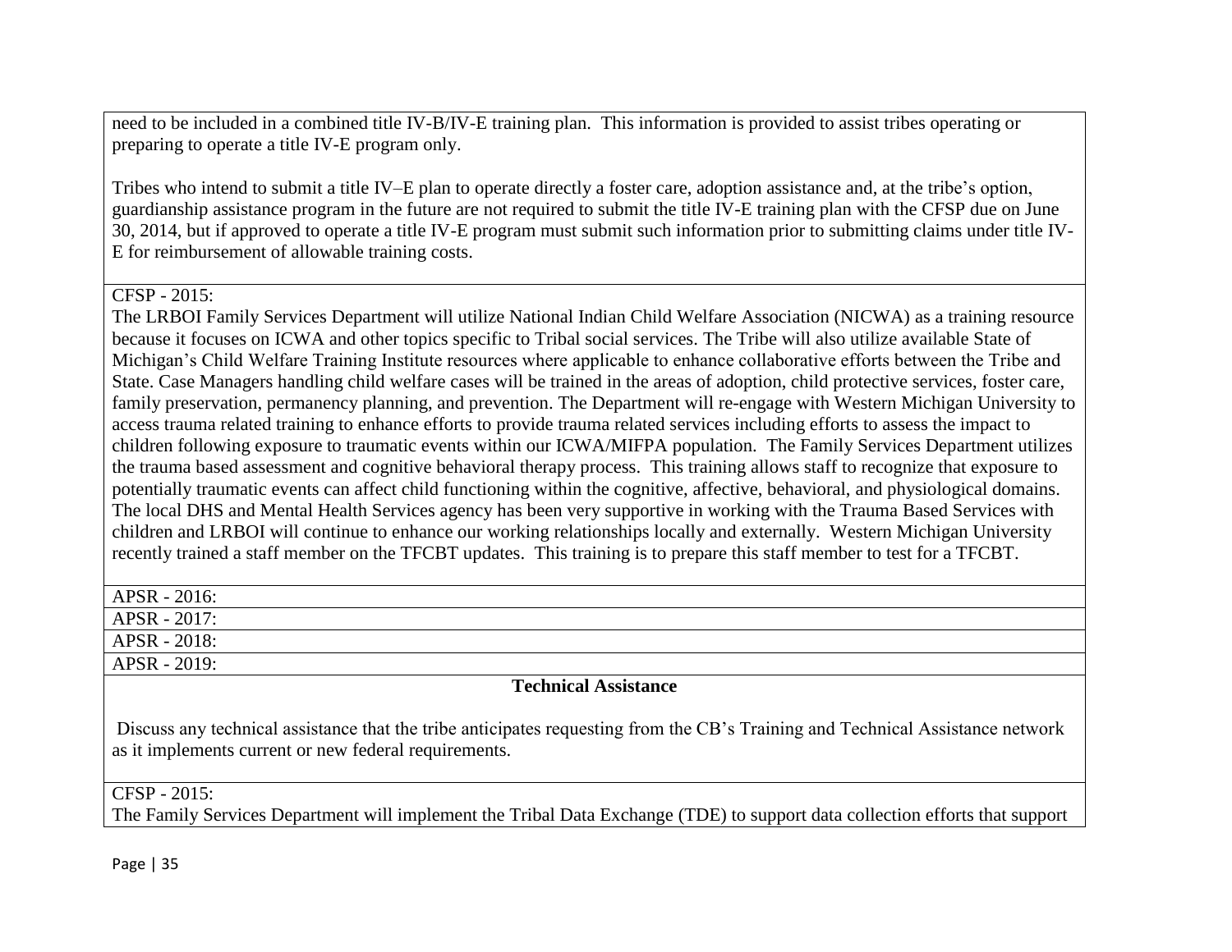need to be included in a combined title IV-B/IV-E training plan. This information is provided to assist tribes operating or preparing to operate a title IV-E program only.

Tribes who intend to submit a title IV–E plan to operate directly a foster care, adoption assistance and, at the tribe's option, guardianship assistance program in the future are not required to submit the title IV-E training plan with the CFSP due on June 30, 2014, but if approved to operate a title IV-E program must submit such information prior to submitting claims under title IV-E for reimbursement of allowable training costs.

CFSP - 2015:

The LRBOI Family Services Department will utilize National Indian Child Welfare Association (NICWA) as a training resource because it focuses on ICWA and other topics specific to Tribal social services. The Tribe will also utilize available State of Michigan's Child Welfare Training Institute resources where applicable to enhance collaborative efforts between the Tribe and State. Case Managers handling child welfare cases will be trained in the areas of adoption, child protective services, foster care, family preservation, permanency planning, and prevention. The Department will re-engage with Western Michigan University to access trauma related training to enhance efforts to provide trauma related services including efforts to assess the impact to children following exposure to traumatic events within our ICWA/MIFPA population. The Family Services Department utilizes the trauma based assessment and cognitive behavioral therapy process. This training allows staff to recognize that exposure to potentially traumatic events can affect child functioning within the cognitive, affective, behavioral, and physiological domains. The local DHS and Mental Health Services agency has been very supportive in working with the Trauma Based Services with children and LRBOI will continue to enhance our working relationships locally and externally. Western Michigan University recently trained a staff member on the TFCBT updates. This training is to prepare this staff member to test for a TFCBT.

APSR - 2016:

APSR - 2017:

APSR - 2018:

APSR - 2019:

## Technical Assistance

Discuss any technical assistance that the tribe anticipates requesting from the CB's Training and Technical Assistance network as it implements current or new federal requirements.

CFSP - 2015:

The Family Services Department will implement the Tribal Data Exchange (TDE) to support data collection efforts that support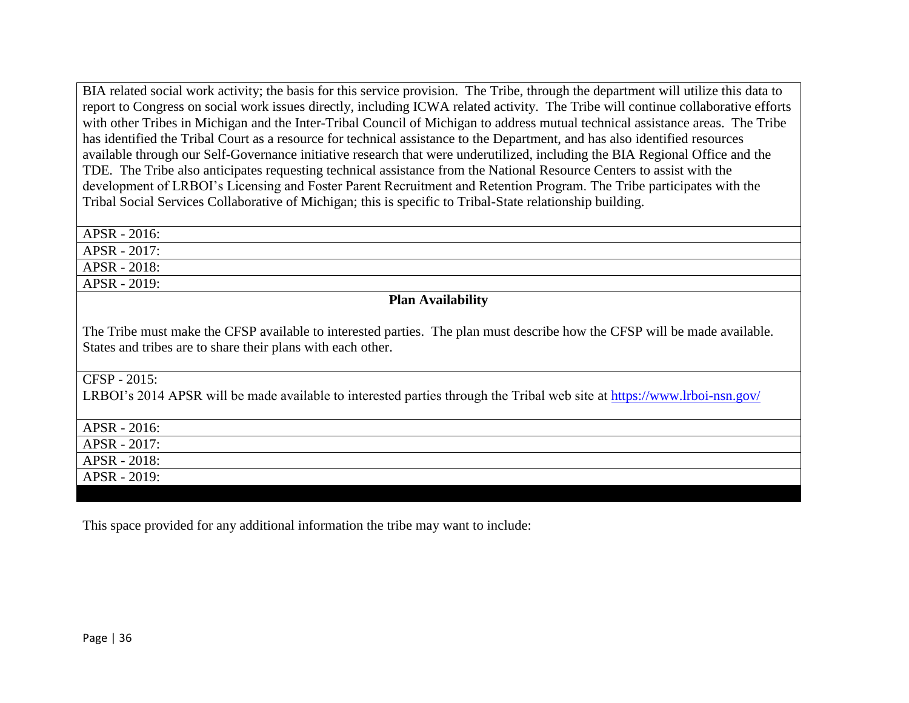BIA related social work activity; the basis for this service provision. The Tribe, through the department will utilize this data to report to Congress on social work issues directly, including ICWA related activity. The Tribe will continue collaborative efforts with other Tribes in Michigan and the Inter-Tribal Council of Michigan to address mutual technical assistance areas. The Tribe has identified the Tribal Court as a resource for technical assistance to the Department, and has also identified resources available through our Self-Governance initiative research that were underutilized, including the BIA Regional Office and the TDE. The Tribe also anticipates requesting technical assistance from the National Resource Centers to assist with the development of LRBOI's Licensing and Foster Parent Recruitment and Retention Program. The Tribe participates with the Tribal Social Services Collaborative of Michigan; this is specific to Tribal-State relationship building.

APSR - 2016:

APSR - 2017:

APSR - 2018:

APSR - 2019:

**Plan Availability**

The Tribe must make the CFSP available to interested parties. The plan must describe how the CFSP will be made available. States and tribes are to share their plans with each other.

CFSP - 2015:
LRBOI's 2014 APSR will be made available to interested parties through the Tribal web site at https://www.lrboi-nsn.gov/

APSR - 2016:

APSR - 2017:

APSR - 2018:

APSR - 2019:

This space provided for any additional information the tribe may want to include: